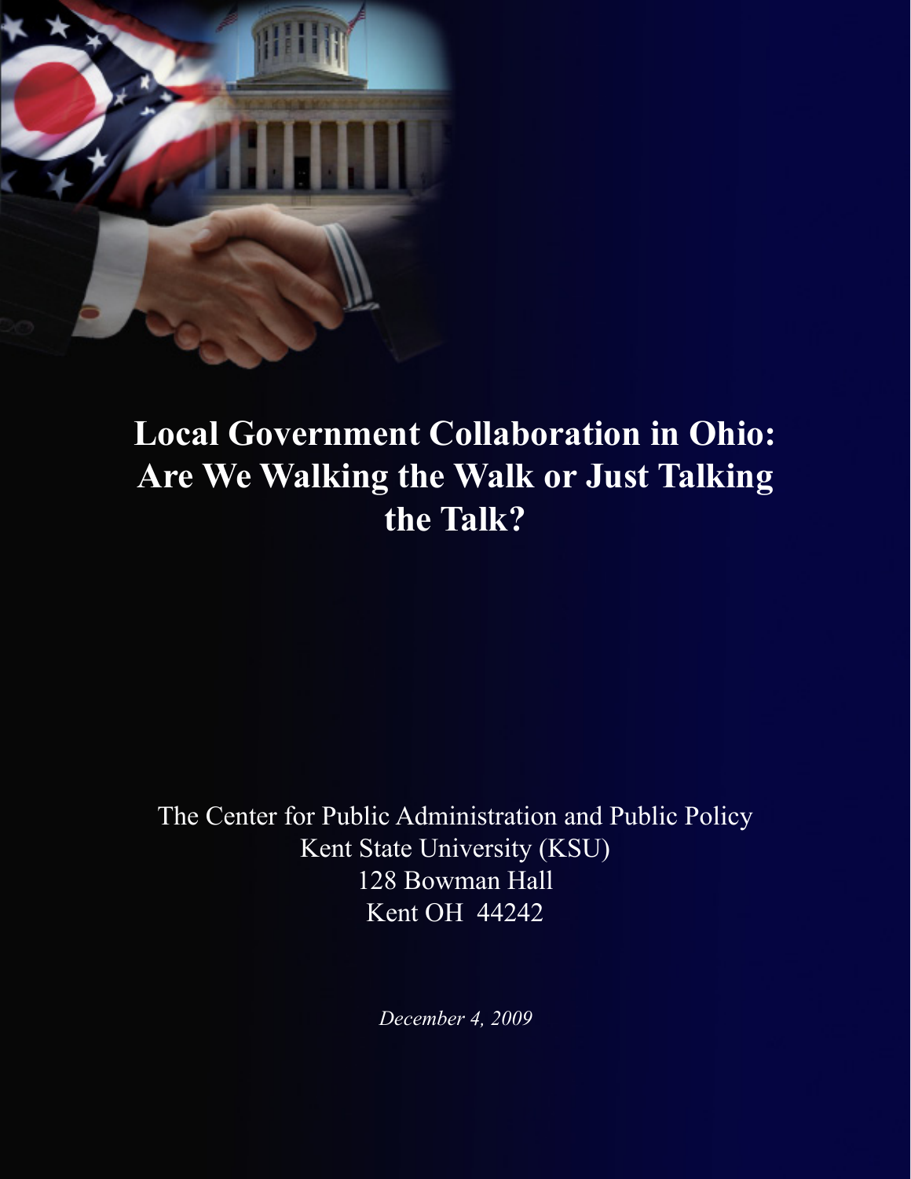# Local Government Collaboration in Ohio: Are We Walking the Walk or Just Talking the Talk?

The Center for Public Administration and Public Policy
Kent State University (KSU)
128 Bowman Hall
Kent OH 44242

*December 4, 2009*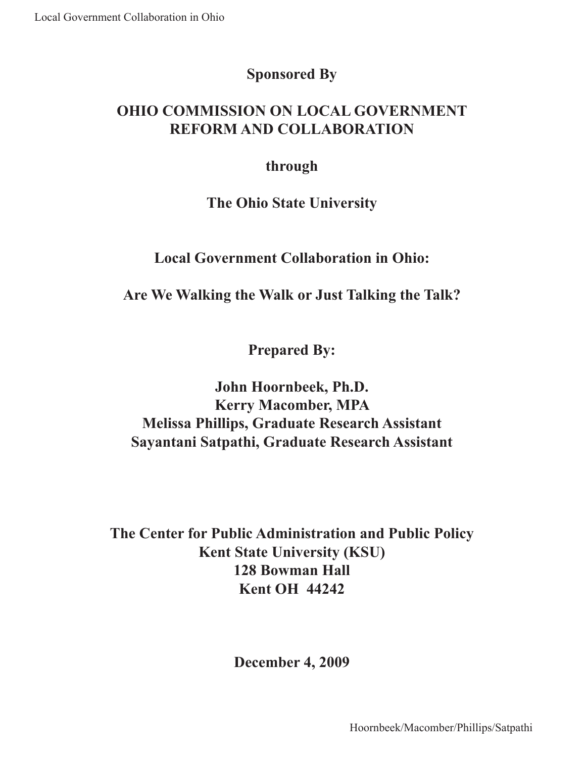**Sponsored By**

**OHIO COMMISSION ON LOCAL GOVERNMENT REFORM AND COLLABORATION**

**through**

**The Ohio State University**

# Local Government Collaboration in Ohio:

# Are We Walking the Walk or Just Talking the Talk?

**Prepared By:**

**John Hoornbeek, Ph.D.**
**Kerry Macomber, MPA**
**Melissa Phillips, Graduate Research Assistant**
**Sayantani Satpathi, Graduate Research Assistant**

**The Center for Public Administration and Public Policy**
**Kent State University (KSU)**
**128 Bowman Hall**
**Kent OH 44242**

**December 4, 2009**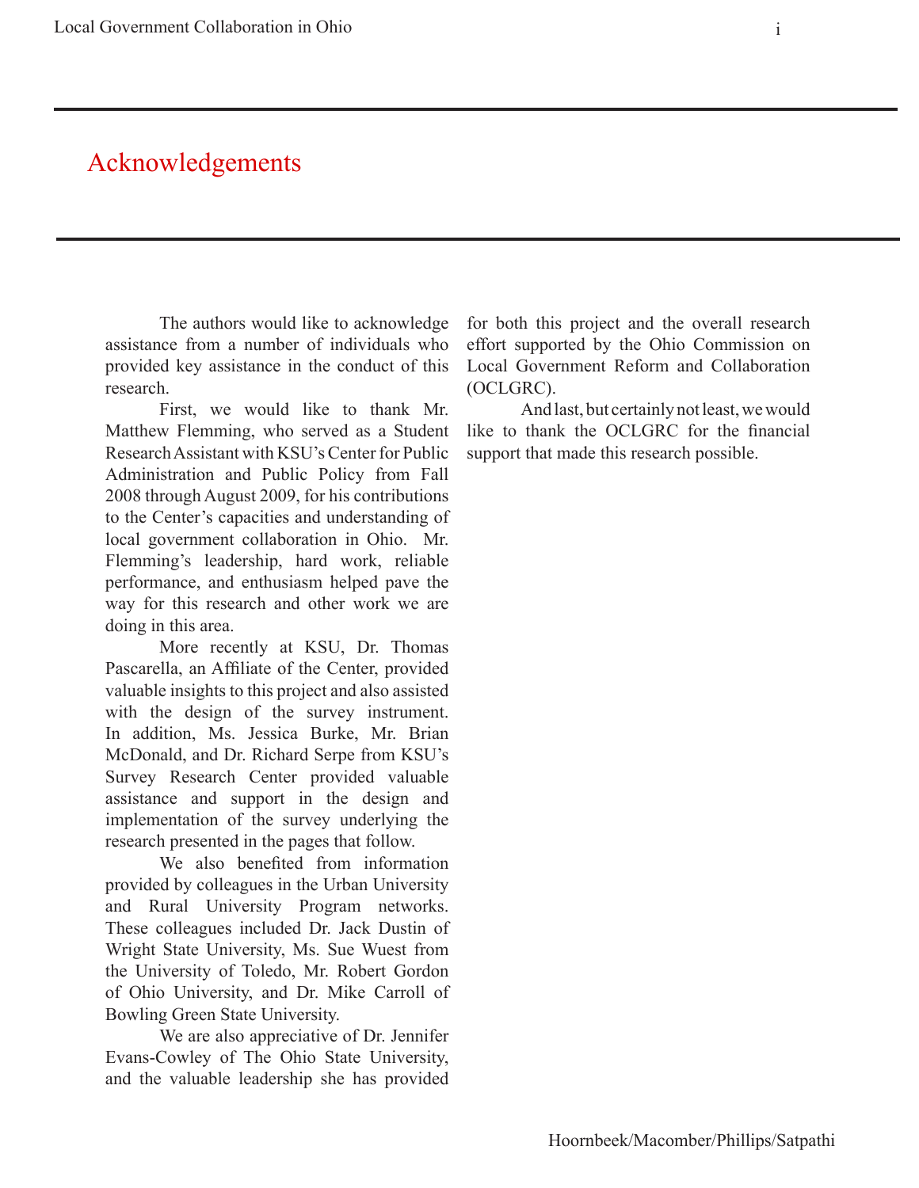# Acknowledgements

The authors would like to acknowledge assistance from a number of individuals who provided key assistance in the conduct of this research.

First, we would like to thank Mr. Matthew Flemming, who served as a Student Research Assistant with KSU's Center for Public Administration and Public Policy from Fall 2008 through August 2009, for his contributions to the Center's capacities and understanding of local government collaboration in Ohio. Mr. Flemming's leadership, hard work, reliable performance, and enthusiasm helped pave the way for this research and other work we are doing in this area.

More recently at KSU, Dr. Thomas Pascarella, an Affiliate of the Center, provided valuable insights to this project and also assisted with the design of the survey instrument. In addition, Ms. Jessica Burke, Mr. Brian McDonald, and Dr. Richard Serpe from KSU's Survey Research Center provided valuable assistance and support in the design and implementation of the survey underlying the research presented in the pages that follow.

We also benefited from information provided by colleagues in the Urban University and Rural University Program networks. These colleagues included Dr. Jack Dustin of Wright State University, Ms. Sue Wuest from the University of Toledo, Mr. Robert Gordon of Ohio University, and Dr. Mike Carroll of Bowling Green State University.

We are also appreciative of Dr. Jennifer Evans-Cowley of The Ohio State University, and the valuable leadership she has provided for both this project and the overall research effort supported by the Ohio Commission on Local Government Reform and Collaboration (OCLGRC).

And last, but certainly not least, we would like to thank the OCLGRC for the financial support that made this research possible.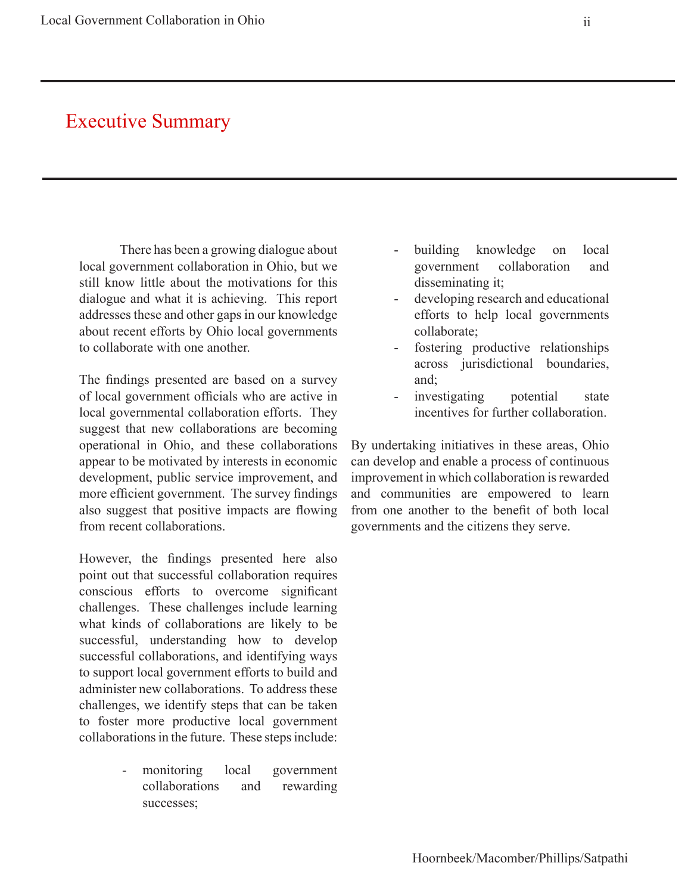# Executive Summary

There has been a growing dialogue about local government collaboration in Ohio, but we still know little about the motivations for this dialogue and what it is achieving. This report addresses these and other gaps in our knowledge about recent efforts by Ohio local governments to collaborate with one another.

The findings presented are based on a survey of local government officials who are active in local governmental collaboration efforts. They suggest that new collaborations are becoming operational in Ohio, and these collaborations appear to be motivated by interests in economic development, public service improvement, and more efficient government. The survey findings also suggest that positive impacts are flowing from recent collaborations.

However, the findings presented here also point out that successful collaboration requires conscious efforts to overcome significant challenges. These challenges include learning what kinds of collaborations are likely to be successful, understanding how to develop successful collaborations, and identifying ways to support local government efforts to build and administer new collaborations. To address these challenges, we identify steps that can be taken to foster more productive local government collaborations in the future. These steps include:

- monitoring local government collaborations and rewarding successes;
- building knowledge on local government collaboration and disseminating it;
- developing research and educational efforts to help local governments collaborate;
- fostering productive relationships across jurisdictional boundaries, and;
- investigating potential state incentives for further collaboration.

By undertaking initiatives in these areas, Ohio can develop and enable a process of continuous improvement in which collaboration is rewarded and communities are empowered to learn from one another to the benefit of both local governments and the citizens they serve.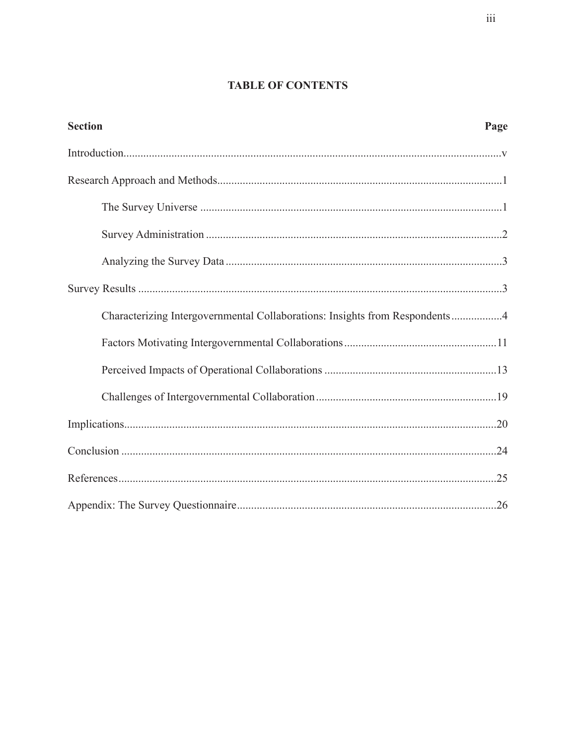## TABLE OF CONTENTS

| Section | Page |
|---|---|
| Introduction | v |
| Research Approach and Methods | 1 |
| The Survey Universe | 1 |
| Survey Administration | 2 |
| Analyzing the Survey Data | 3 |
| Survey Results | 3 |
| Characterizing Intergovernmental Collaborations: Insights from Respondents | 4 |
| Factors Motivating Intergovernmental Collaborations | 11 |
| Perceived Impacts of Operational Collaborations | 13 |
| Challenges of Intergovernmental Collaboration | 19 |
| Implications | 20 |
| Conclusion | 24 |
| References | 25 |
| Appendix: The Survey Questionnaire | 26 |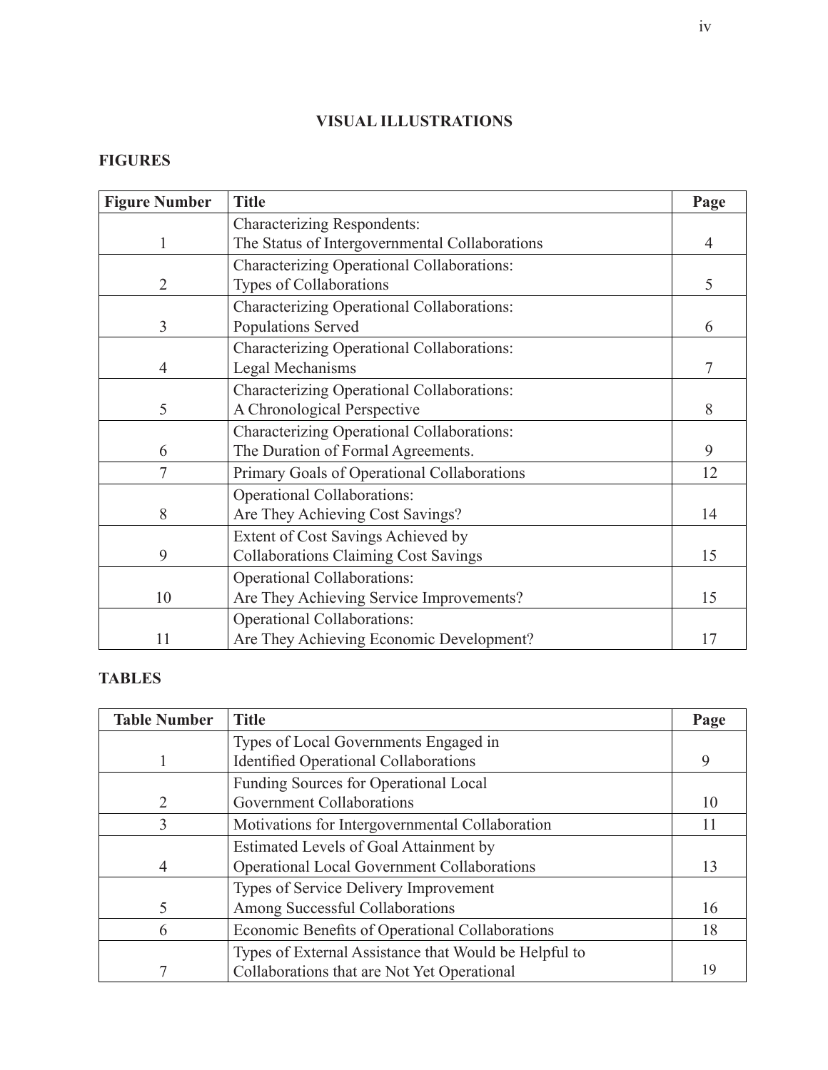## VISUAL ILLUSTRATIONS

### FIGURES

| Figure Number | Title | Page |
|---|---|---|
| 1 | Characterizing Respondents: The Status of Intergovernmental Collaborations | 4 |
| 2 | Characterizing Operational Collaborations: Types of Collaborations | 5 |
| 3 | Characterizing Operational Collaborations: Populations Served | 6 |
| 4 | Characterizing Operational Collaborations: Legal Mechanisms | 7 |
| 5 | Characterizing Operational Collaborations: A Chronological Perspective | 8 |
| 6 | Characterizing Operational Collaborations: The Duration of Formal Agreements. | 9 |
| 7 | Primary Goals of Operational Collaborations | 12 |
| 8 | Operational Collaborations: Are They Achieving Cost Savings? | 14 |
| 9 | Extent of Cost Savings Achieved by Collaborations Claiming Cost Savings | 15 |
| 10 | Operational Collaborations: Are They Achieving Service Improvements? | 15 |
| 11 | Operational Collaborations: Are They Achieving Economic Development? | 17 |

### TABLES

| Table Number | Title | Page |
|---|---|---|
| 1 | Types of Local Governments Engaged in Identified Operational Collaborations | 9 |
| 2 | Funding Sources for Operational Local Government Collaborations | 10 |
| 3 | Motivations for Intergovernmental Collaboration | 11 |
| 4 | Estimated Levels of Goal Attainment by Operational Local Government Collaborations | 13 |
| 5 | Types of Service Delivery Improvement Among Successful Collaborations | 16 |
| 6 | Economic Benefits of Operational Collaborations | 18 |
| 7 | Types of External Assistance that Would be Helpful to Collaborations that are Not Yet Operational | 19 |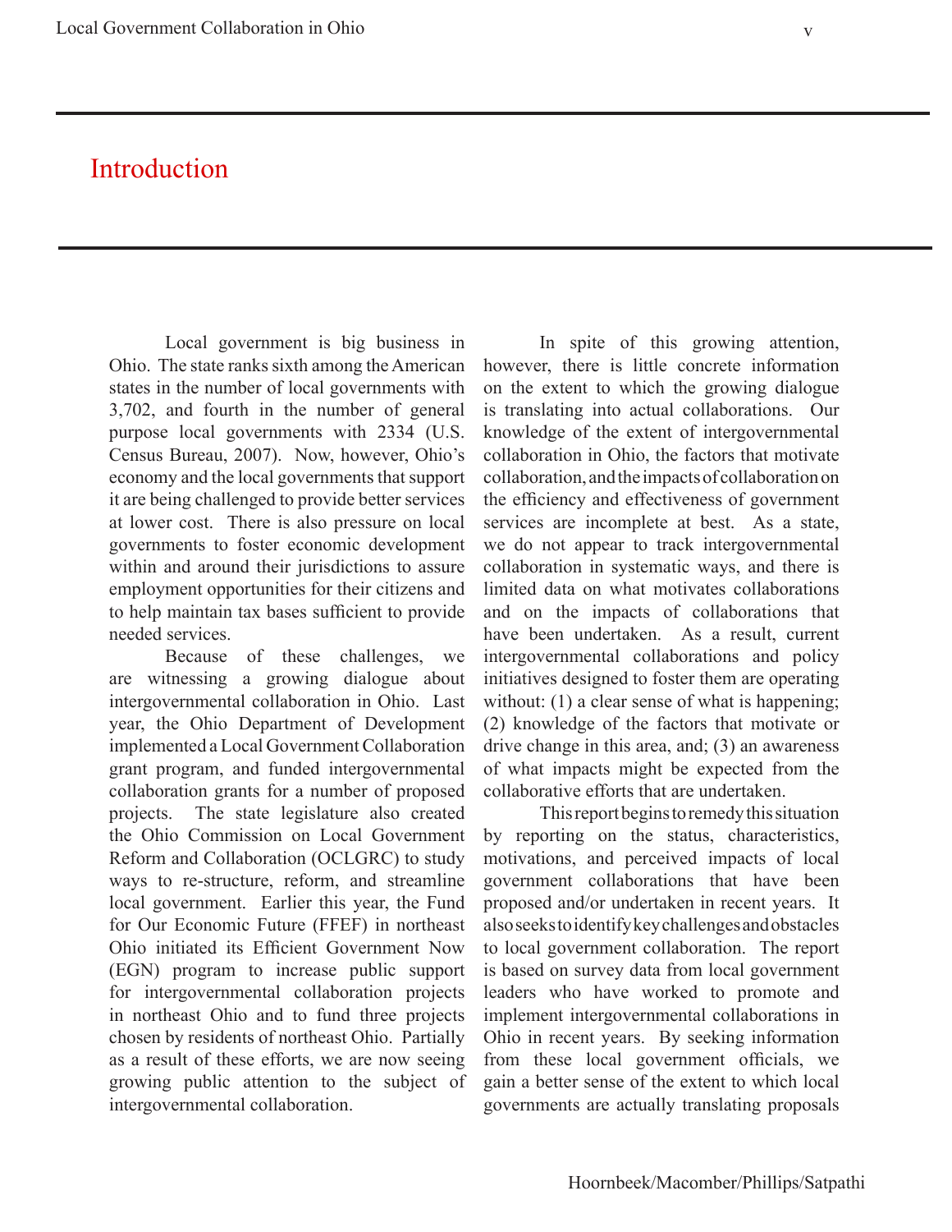# Introduction

Local government is big business in Ohio. The state ranks sixth among the American states in the number of local governments with 3,702, and fourth in the number of general purpose local governments with 2334 (U.S. Census Bureau, 2007). Now, however, Ohio's economy and the local governments that support it are being challenged to provide better services at lower cost. There is also pressure on local governments to foster economic development within and around their jurisdictions to assure employment opportunities for their citizens and to help maintain tax bases sufficient to provide needed services.

Because of these challenges, we are witnessing a growing dialogue about intergovernmental collaboration in Ohio. Last year, the Ohio Department of Development implemented a Local Government Collaboration grant program, and funded intergovernmental collaboration grants for a number of proposed projects. The state legislature also created the Ohio Commission on Local Government Reform and Collaboration (OCLGRC) to study ways to re-structure, reform, and streamline local government. Earlier this year, the Fund for Our Economic Future (FFEF) in northeast Ohio initiated its Efficient Government Now (EGN) program to increase public support for intergovernmental collaboration projects in northeast Ohio and to fund three projects chosen by residents of northeast Ohio. Partially as a result of these efforts, we are now seeing growing public attention to the subject of intergovernmental collaboration.

In spite of this growing attention, however, there is little concrete information on the extent to which the growing dialogue is translating into actual collaborations. Our knowledge of the extent of intergovernmental collaboration in Ohio, the factors that motivate collaboration, and the impacts of collaboration on the efficiency and effectiveness of government services are incomplete at best. As a state, we do not appear to track intergovernmental collaboration in systematic ways, and there is limited data on what motivates collaborations and on the impacts of collaborations that have been undertaken. As a result, current intergovernmental collaborations and policy initiatives designed to foster them are operating without: (1) a clear sense of what is happening; (2) knowledge of the factors that motivate or drive change in this area, and; (3) an awareness of what impacts might be expected from the collaborative efforts that are undertaken.

This report begins to remedy this situation by reporting on the status, characteristics, motivations, and perceived impacts of local government collaborations that have been proposed and/or undertaken in recent years. It also seeks to identify key challenges and obstacles to local government collaboration. The report is based on survey data from local government leaders who have worked to promote and implement intergovernmental collaborations in Ohio in recent years. By seeking information from these local government officials, we gain a better sense of the extent to which local governments are actually translating proposals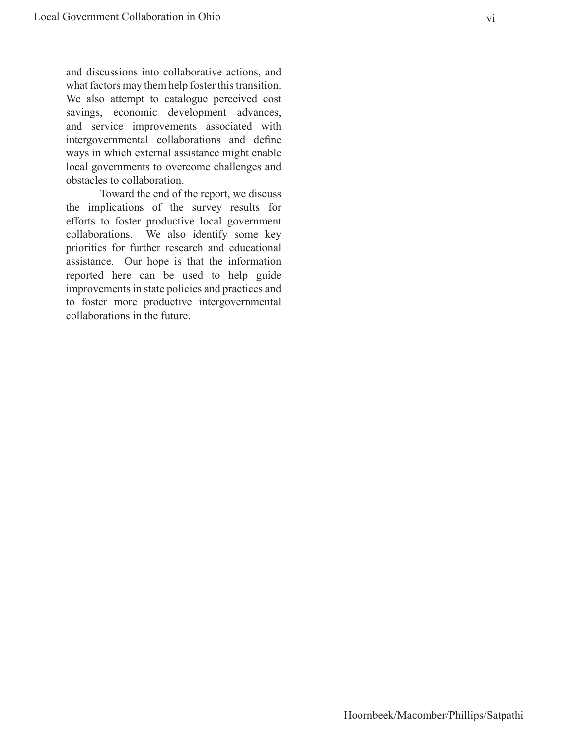and discussions into collaborative actions, and what factors may them help foster this transition. We also attempt to catalogue perceived cost savings, economic development advances, and service improvements associated with intergovernmental collaborations and define ways in which external assistance might enable local governments to overcome challenges and obstacles to collaboration.

Toward the end of the report, we discuss the implications of the survey results for efforts to foster productive local government collaborations. We also identify some key priorities for further research and educational assistance. Our hope is that the information reported here can be used to help guide improvements in state policies and practices and to foster more productive intergovernmental collaborations in the future.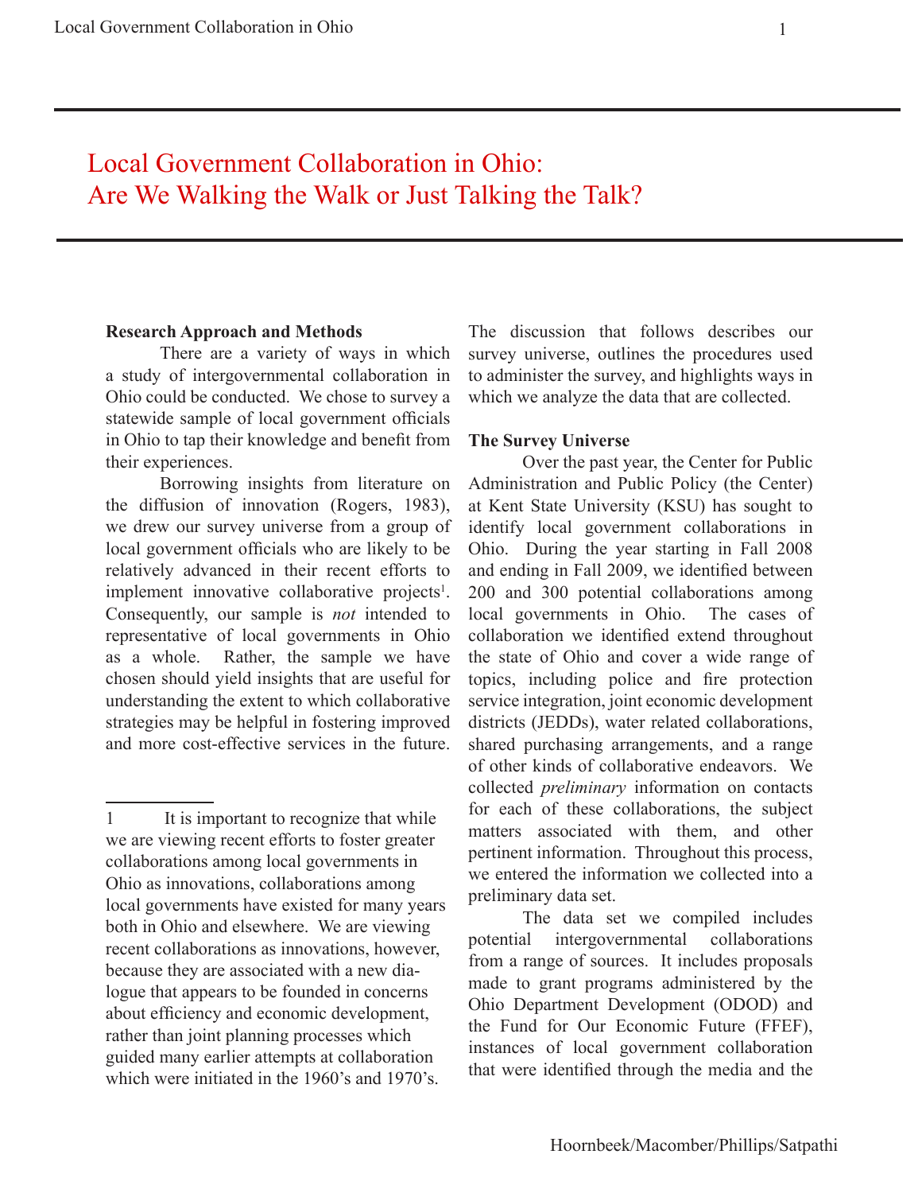# Local Government Collaboration in Ohio: Are We Walking the Walk or Just Talking the Talk?

**Research Approach and Methods**

There are a variety of ways in which a study of intergovernmental collaboration in Ohio could be conducted. We chose to survey a statewide sample of local government officials in Ohio to tap their knowledge and benefit from their experiences.

Borrowing insights from literature on the diffusion of innovation (Rogers, 1983), we drew our survey universe from a group of local government officials who are likely to be relatively advanced in their recent efforts to implement innovative collaborative projects[1]. Consequently, our sample is *not* intended to representative of local governments in Ohio as a whole. Rather, the sample we have chosen should yield insights that are useful for understanding the extent to which collaborative strategies may be helpful in fostering improved and more cost-effective services in the future. The discussion that follows describes our survey universe, outlines the procedures used to administer the survey, and highlights ways in which we analyze the data that are collected.

**The Survey Universe**

Over the past year, the Center for Public Administration and Public Policy (the Center) at Kent State University (KSU) has sought to identify local government collaborations in Ohio. During the year starting in Fall 2008 and ending in Fall 2009, we identified between 200 and 300 potential collaborations among local governments in Ohio. The cases of collaboration we identified extend throughout the state of Ohio and cover a wide range of topics, including police and fire protection service integration, joint economic development districts (JEDDs), water related collaborations, shared purchasing arrangements, and a range of other kinds of collaborative endeavors. We collected *preliminary* information on contacts for each of these collaborations, the subject matters associated with them, and other pertinent information. Throughout this process, we entered the information we collected into a preliminary data set.

The data set we compiled includes potential intergovernmental collaborations from a range of sources. It includes proposals made to grant programs administered by the Ohio Department Development (ODOD) and the Fund for Our Economic Future (FFEF), instances of local government collaboration that were identified through the media and the

---

1 It is important to recognize that while we are viewing recent efforts to foster greater collaborations among local governments in Ohio as innovations, collaborations among local governments have existed for many years both in Ohio and elsewhere. We are viewing recent collaborations as innovations, however, because they are associated with a new dialogue that appears to be founded in concerns about efficiency and economic development, rather than joint planning processes which guided many earlier attempts at collaboration which were initiated in the 1960's and 1970's.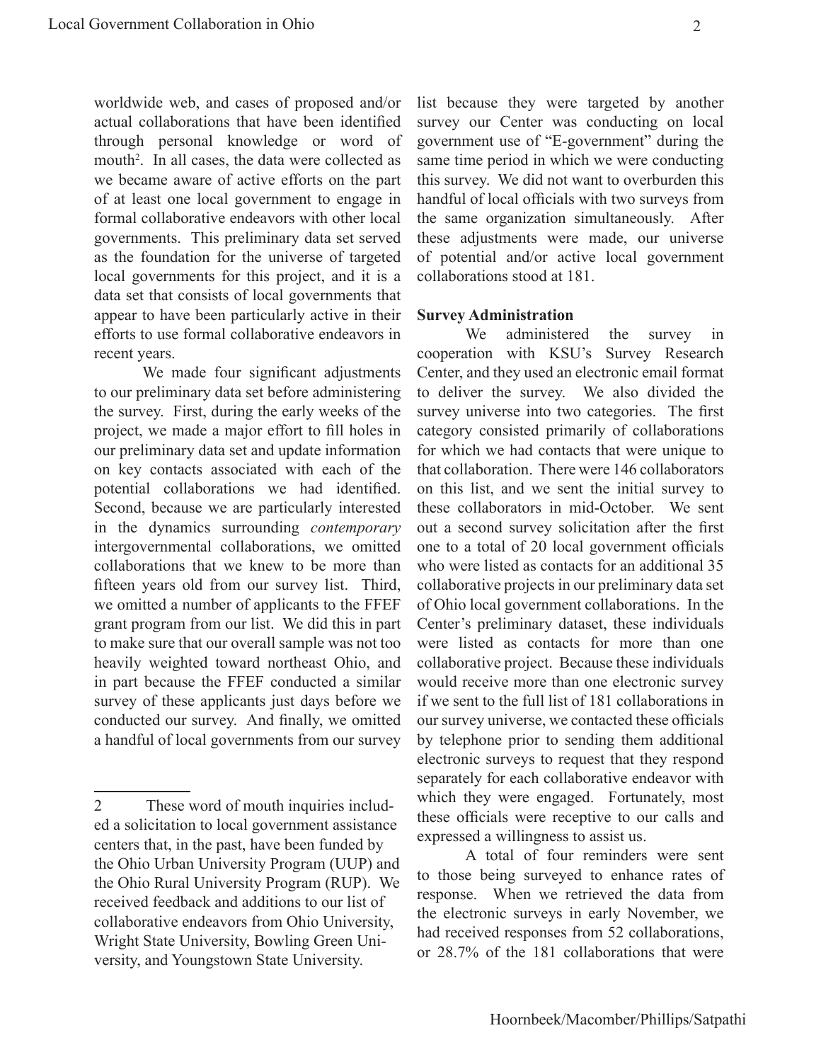worldwide web, and cases of proposed and/or actual collaborations that have been identified through personal knowledge or word of mouth[2]. In all cases, the data were collected as we became aware of active efforts on the part of at least one local government to engage in formal collaborative endeavors with other local governments. This preliminary data set served as the foundation for the universe of targeted local governments for this project, and it is a data set that consists of local governments that appear to have been particularly active in their efforts to use formal collaborative endeavors in recent years.

We made four significant adjustments to our preliminary data set before administering the survey. First, during the early weeks of the project, we made a major effort to fill holes in our preliminary data set and update information on key contacts associated with each of the potential collaborations we had identified. Second, because we are particularly interested in the dynamics surrounding *contemporary* intergovernmental collaborations, we omitted collaborations that we knew to be more than fifteen years old from our survey list. Third, we omitted a number of applicants to the FFEF grant program from our list. We did this in part to make sure that our overall sample was not too heavily weighted toward northeast Ohio, and in part because the FFEF conducted a similar survey of these applicants just days before we conducted our survey. And finally, we omitted a handful of local governments from our survey list because they were targeted by another survey our Center was conducting on local government use of "E-government" during the same time period in which we were conducting this survey. We did not want to overburden this handful of local officials with two surveys from the same organization simultaneously. After these adjustments were made, our universe of potential and/or active local government collaborations stood at 181.

### Survey Administration

We administered the survey in cooperation with KSU's Survey Research Center, and they used an electronic email format to deliver the survey. We also divided the survey universe into two categories. The first category consisted primarily of collaborations for which we had contacts that were unique to that collaboration. There were 146 collaborators on this list, and we sent the initial survey to these collaborators in mid-October. We sent out a second survey solicitation after the first one to a total of 20 local government officials who were listed as contacts for an additional 35 collaborative projects in our preliminary data set of Ohio local government collaborations. In the Center's preliminary dataset, these individuals were listed as contacts for more than one collaborative project. Because these individuals would receive more than one electronic survey if we sent to the full list of 181 collaborations in our survey universe, we contacted these officials by telephone prior to sending them additional electronic surveys to request that they respond separately for each collaborative endeavor with which they were engaged. Fortunately, most these officials were receptive to our calls and expressed a willingness to assist us.

A total of four reminders were sent to those being surveyed to enhance rates of response. When we retrieved the data from the electronic surveys in early November, we had received responses from 52 collaborations, or 28.7% of the 181 collaborations that were

---

[2] These word of mouth inquiries included a solicitation to local government assistance centers that, in the past, have been funded by the Ohio Urban University Program (UUP) and the Ohio Rural University Program (RUP). We received feedback and additions to our list of collaborative endeavors from Ohio University, Wright State University, Bowling Green University, and Youngstown State University.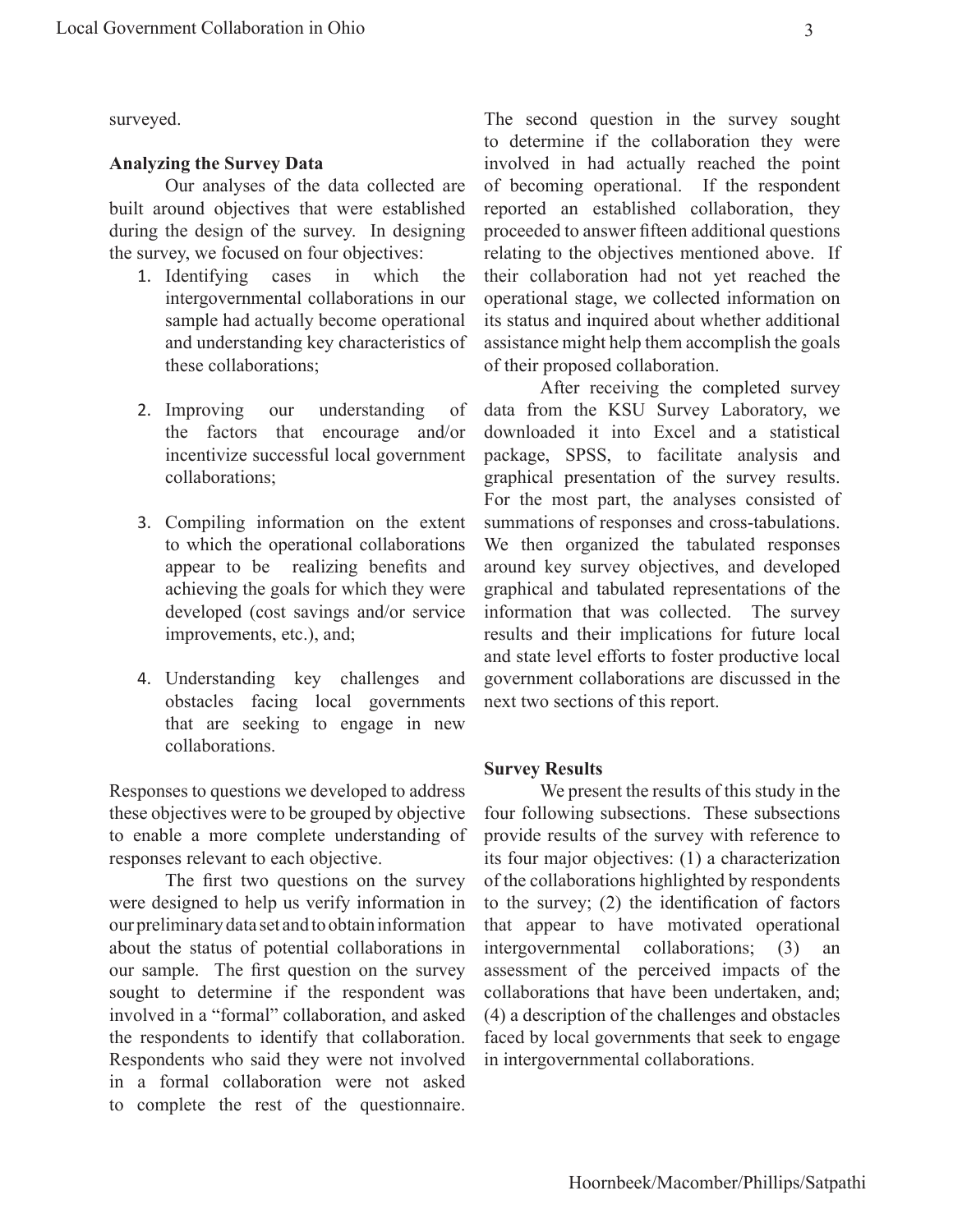surveyed.

**Analyzing the Survey Data**

Our analyses of the data collected are built around objectives that were established during the design of the survey. In designing the survey, we focused on four objectives:

1. Identifying cases in which the intergovernmental collaborations in our sample had actually become operational and understanding key characteristics of these collaborations;

2. Improving our understanding of the factors that encourage and/or incentivize successful local government collaborations;

3. Compiling information on the extent to which the operational collaborations appear to be realizing benefits and achieving the goals for which they were developed (cost savings and/or service improvements, etc.), and;

4. Understanding key challenges and obstacles facing local governments that are seeking to engage in new collaborations.

Responses to questions we developed to address these objectives were to be grouped by objective to enable a more complete understanding of responses relevant to each objective.

The first two questions on the survey were designed to help us verify information in our preliminary data set and to obtain information about the status of potential collaborations in our sample. The first question on the survey sought to determine if the respondent was involved in a "formal" collaboration, and asked the respondents to identify that collaboration. Respondents who said they were not involved in a formal collaboration were not asked to complete the rest of the questionnaire. The second question in the survey sought to determine if the collaboration they were involved in had actually reached the point of becoming operational. If the respondent reported an established collaboration, they proceeded to answer fifteen additional questions relating to the objectives mentioned above. If their collaboration had not yet reached the operational stage, we collected information on its status and inquired about whether additional assistance might help them accomplish the goals of their proposed collaboration.

After receiving the completed survey data from the KSU Survey Laboratory, we downloaded it into Excel and a statistical package, SPSS, to facilitate analysis and graphical presentation of the survey results. For the most part, the analyses consisted of summations of responses and cross-tabulations. We then organized the tabulated responses around key survey objectives, and developed graphical and tabulated representations of the information that was collected. The survey results and their implications for future local and state level efforts to foster productive local government collaborations are discussed in the next two sections of this report.

**Survey Results**

We present the results of this study in the four following subsections. These subsections provide results of the survey with reference to its four major objectives: (1) a characterization of the collaborations highlighted by respondents to the survey; (2) the identification of factors that appear to have motivated operational intergovernmental collaborations; (3) an assessment of the perceived impacts of the collaborations that have been undertaken, and; (4) a description of the challenges and obstacles faced by local governments that seek to engage in intergovernmental collaborations.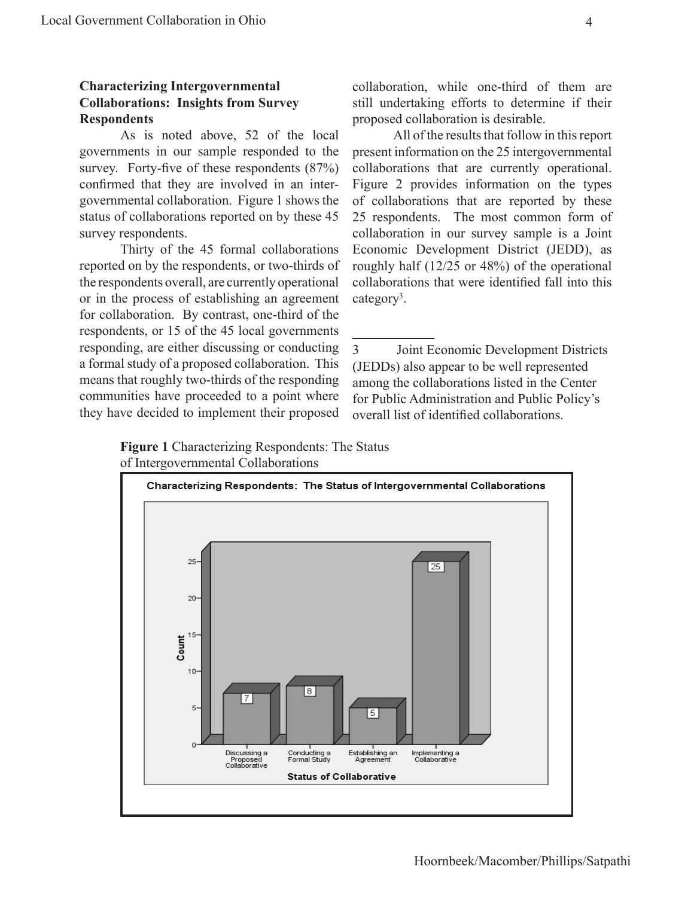### Characterizing Intergovernmental Collaborations: Insights from Survey Respondents

As is noted above, 52 of the local governments in our sample responded to the survey. Forty-five of these respondents (87%) confirmed that they are involved in an intergovernmental collaboration. Figure 1 shows the status of collaborations reported on by these 45 survey respondents.

Thirty of the 45 formal collaborations reported on by the respondents, or two-thirds of the respondents overall, are currently operational or in the process of establishing an agreement for collaboration. By contrast, one-third of the respondents, or 15 of the 45 local governments responding, are either discussing or conducting a formal study of a proposed collaboration. This means that roughly two-thirds of the responding communities have proceeded to a point where they have decided to implement their proposed collaboration, while one-third of them are still undertaking efforts to determine if their proposed collaboration is desirable.

All of the results that follow in this report present information on the 25 intergovernmental collaborations that are currently operational. Figure 2 provides information on the types of collaborations that are reported by these 25 respondents. The most common form of collaboration in our survey sample is a Joint Economic Development District (JEDD), as roughly half (12/25 or 48%) of the operational collaborations that were identified fall into this category[3].

3 Joint Economic Development Districts (JEDDs) also appear to be well represented among the collaborations listed in the Center for Public Administration and Public Policy's overall list of identified collaborations.

**Figure 1** Characterizing Respondents: The Status of Intergovernmental Collaborations

| Status of Collaborative | Count |
|---|---|
| Discussing a Proposed Collaborative | 7 |
| Conducting a Formal Study | 8 |
| Establishing an Agreement | 5 |
| Implementing a Collaborative | 25 |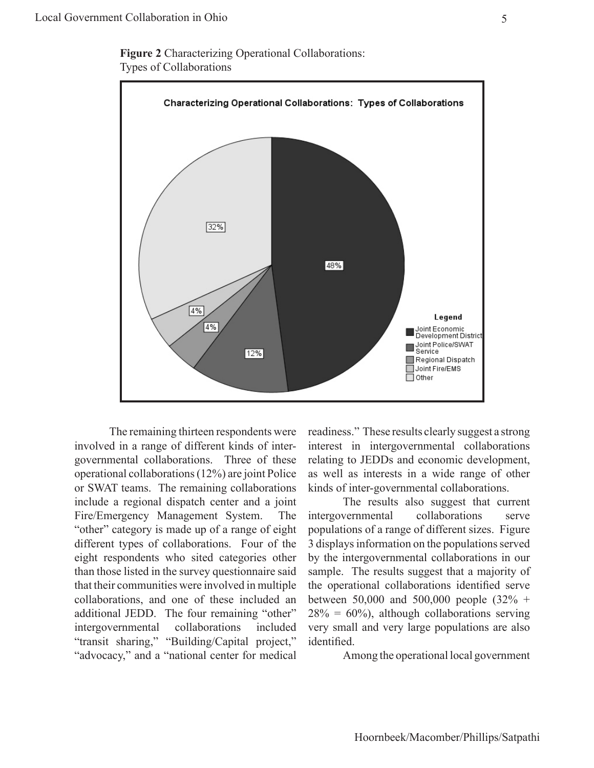**Figure 2** Characterizing Operational Collaborations: Types of Collaborations

The remaining thirteen respondents were involved in a range of different kinds of inter-governmental collaborations. Three of these operational collaborations (12%) are joint Police or SWAT teams. The remaining collaborations include a regional dispatch center and a joint Fire/Emergency Management System. The "other" category is made up of a range of eight different types of collaborations. Four of the eight respondents who sited categories other than those listed in the survey questionnaire said that their communities were involved in multiple collaborations, and one of these included an additional JEDD. The four remaining "other" intergovernmental collaborations included "transit sharing," "Building/Capital project," "advocacy," and a "national center for medical readiness." These results clearly suggest a strong interest in intergovernmental collaborations relating to JEDDs and economic development, as well as interests in a wide range of other kinds of inter-governmental collaborations.

The results also suggest that current intergovernmental collaborations serve populations of a range of different sizes. Figure 3 displays information on the populations served by the intergovernmental collaborations in our sample. The results suggest that a majority of the operational collaborations identified serve between 50,000 and 500,000 people (32% + 28% = 60%), although collaborations serving very small and very large populations are also identified.

Among the operational local government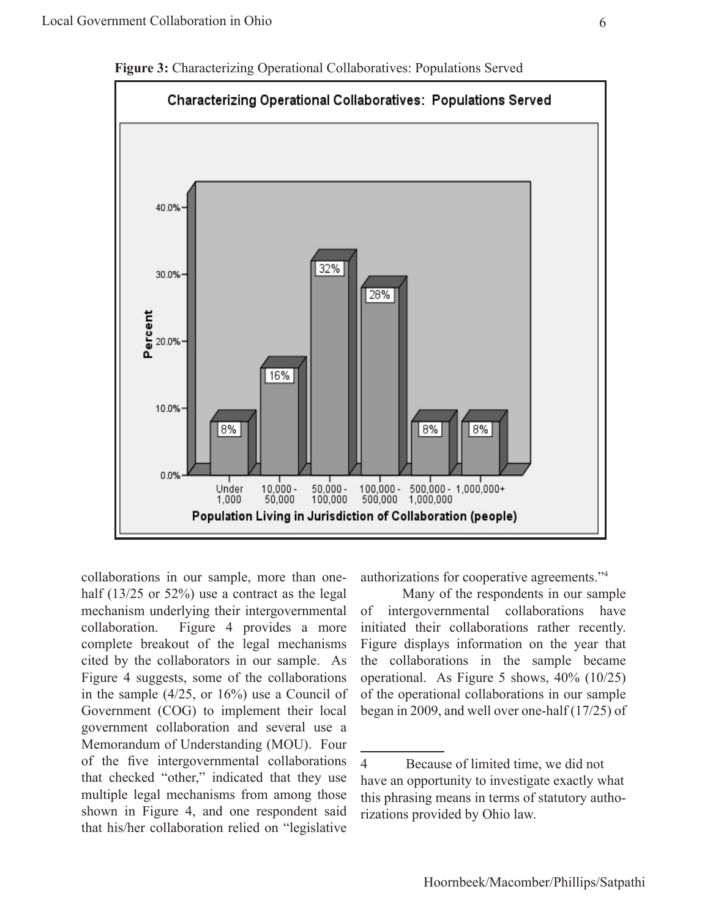**Figure 3:** Characterizing Operational Collaboratives: Populations Served

collaborations in our sample, more than one-half (13/25 or 52%) use a contract as the legal mechanism underlying their intergovernmental collaboration. Figure 4 provides a more complete breakout of the legal mechanisms cited by the collaborators in our sample. As Figure 4 suggests, some of the collaborations in the sample (4/25, or 16%) use a Council of Government (COG) to implement their local government collaboration and several use a Memorandum of Understanding (MOU). Four of the five intergovernmental collaborations that checked "other," indicated that they use multiple legal mechanisms from among those shown in Figure 4, and one respondent said that his/her collaboration relied on "legislative authorizations for cooperative agreements."[4]

Many of the respondents in our sample of intergovernmental collaborations have initiated their collaborations rather recently. Figure displays information on the year that the collaborations in the sample became operational. As Figure 5 shows, 40% (10/25) of the operational collaborations in our sample began in 2009, and well over one-half (17/25) of

---

4 Because of limited time, we did not have an opportunity to investigate exactly what this phrasing means in terms of statutory authorizations provided by Ohio law.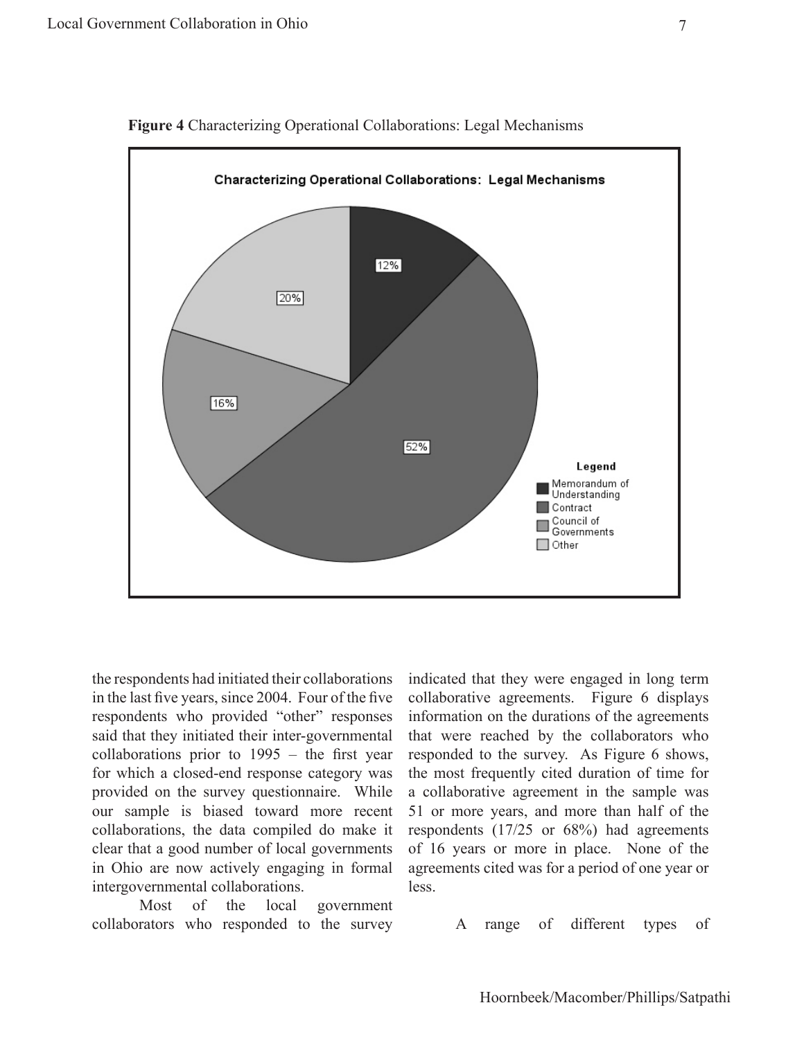**Figure 4** Characterizing Operational Collaborations: Legal Mechanisms

the respondents had initiated their collaborations in the last five years, since 2004. Four of the five respondents who provided "other" responses said that they initiated their inter-governmental collaborations prior to 1995 – the first year for which a closed-end response category was provided on the survey questionnaire. While our sample is biased toward more recent collaborations, the data compiled do make it clear that a good number of local governments in Ohio are now actively engaging in formal intergovernmental collaborations.

Most of the local government collaborators who responded to the survey indicated that they were engaged in long term collaborative agreements. Figure 6 displays information on the durations of the agreements that were reached by the collaborators who responded to the survey. As Figure 6 shows, the most frequently cited duration of time for a collaborative agreement in the sample was 51 or more years, and more than half of the respondents (17/25 or 68%) had agreements of 16 years or more in place. None of the agreements cited was for a period of one year or less.

A range of different types of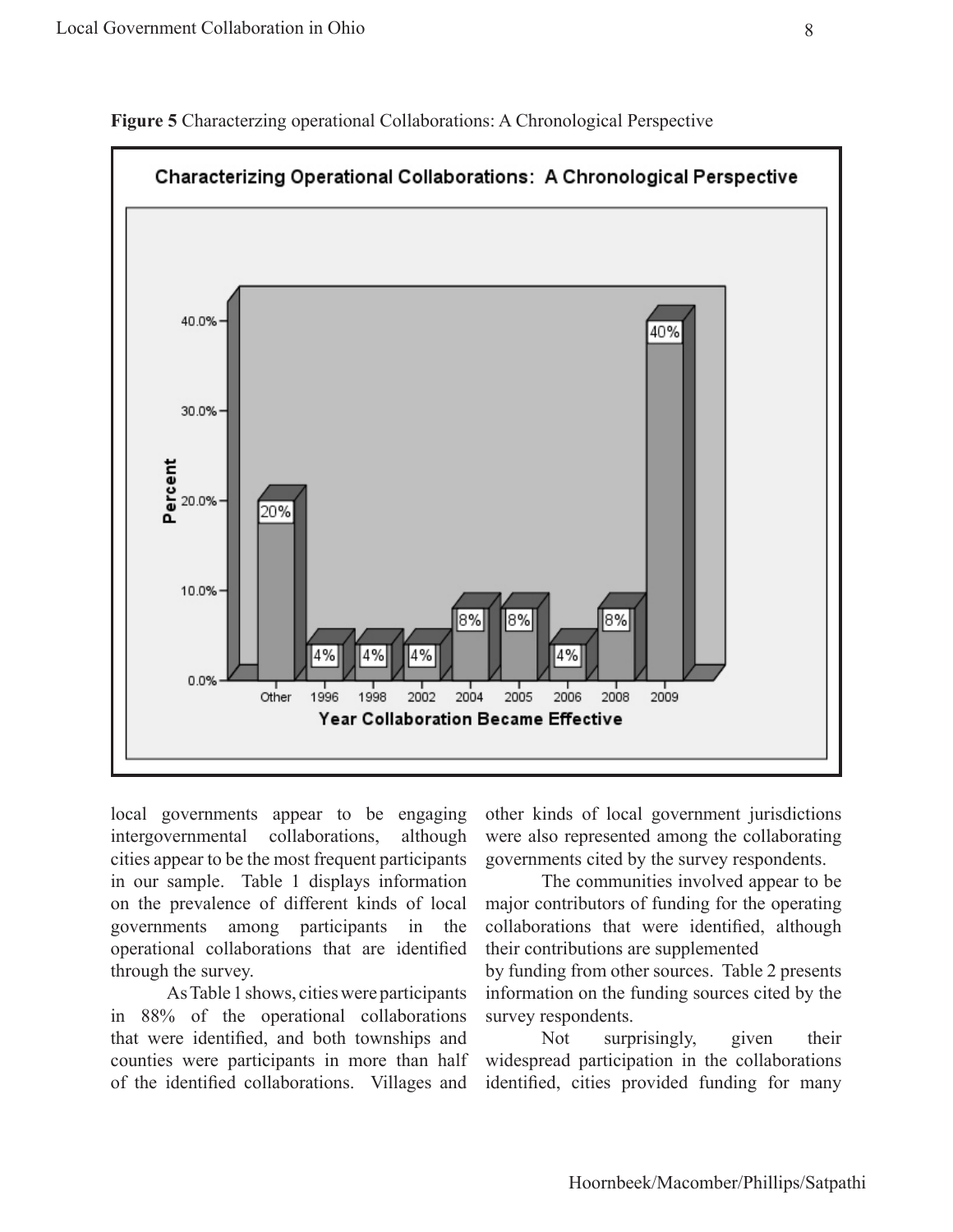**Figure 5** Characterzing operational Collaborations: A Chronological Perspective

local governments appear to be engaging intergovernmental collaborations, although cities appear to be the most frequent participants in our sample. Table 1 displays information on the prevalence of different kinds of local governments among participants in the operational collaborations that are identified through the survey.

As Table 1 shows, cities were participants in 88% of the operational collaborations that were identified, and both townships and counties were participants in more than half of the identified collaborations. Villages and other kinds of local government jurisdictions were also represented among the collaborating governments cited by the survey respondents.

The communities involved appear to be major contributors of funding for the operating collaborations that were identified, although their contributions are supplemented by funding from other sources. Table 2 presents information on the funding sources cited by the survey respondents.

Not surprisingly, given their widespread participation in the collaborations identified, cities provided funding for many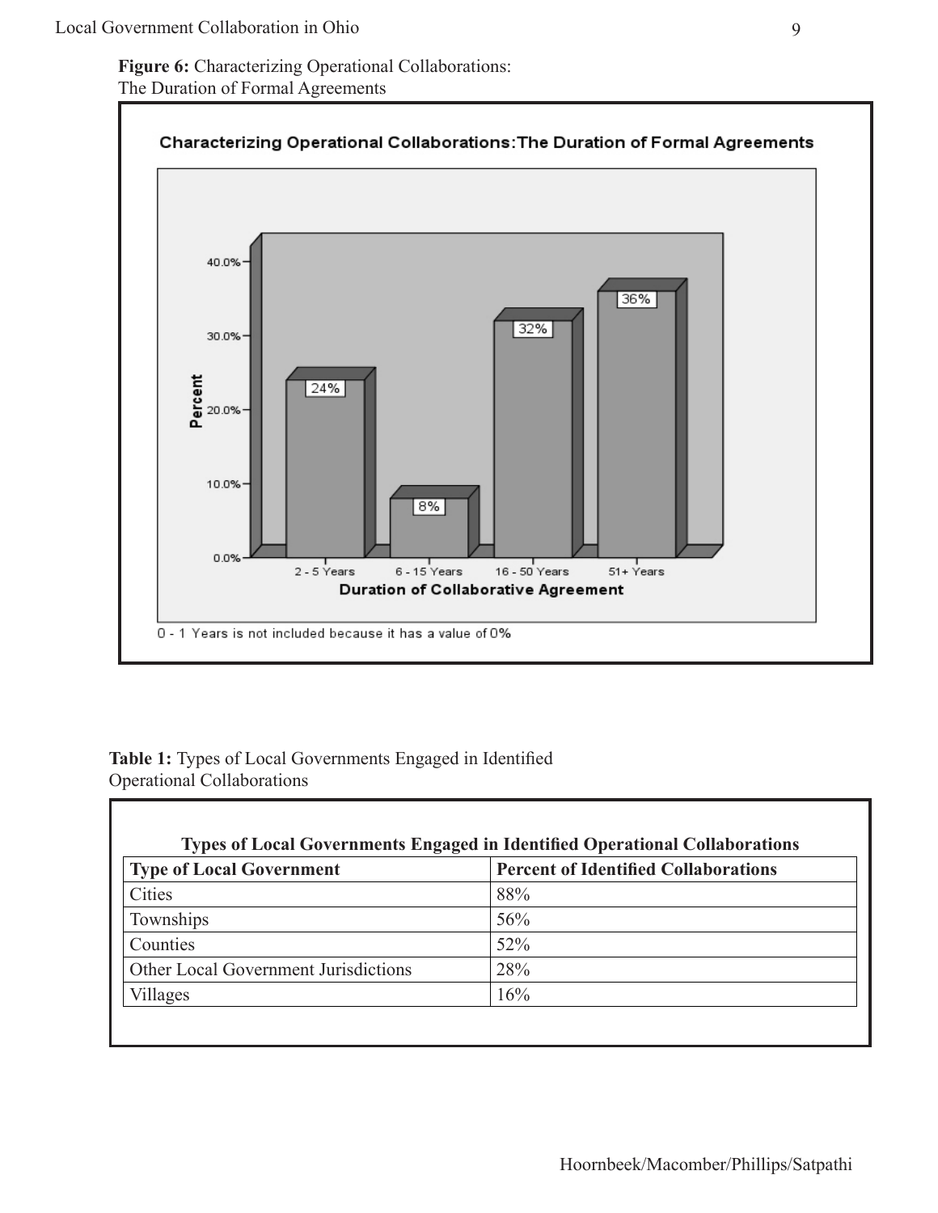**Figure 6:** Characterizing Operational Collaborations: The Duration of Formal Agreements

Characterizing Operational Collaborations: The Duration of Formal Agreements

| Duration of Collaborative Agreement | Percent |
|---|---|
| 2 - 5 Years | 24% |
| 6 - 15 Years | 8% |
| 16 - 50 Years | 32% |
| 51+ Years | 36% |

0 - 1 Years is not included because it has a value of 0%

**Table 1:** Types of Local Governments Engaged in Identified Operational Collaborations

**Types of Local Governments Engaged in Identified Operational Collaborations**

| Type of Local Government | Percent of Identified Collaborations |
|---|---|
| Cities | 88% |
| Townships | 56% |
| Counties | 52% |
| Other Local Government Jurisdictions | 28% |
| Villages | 16% |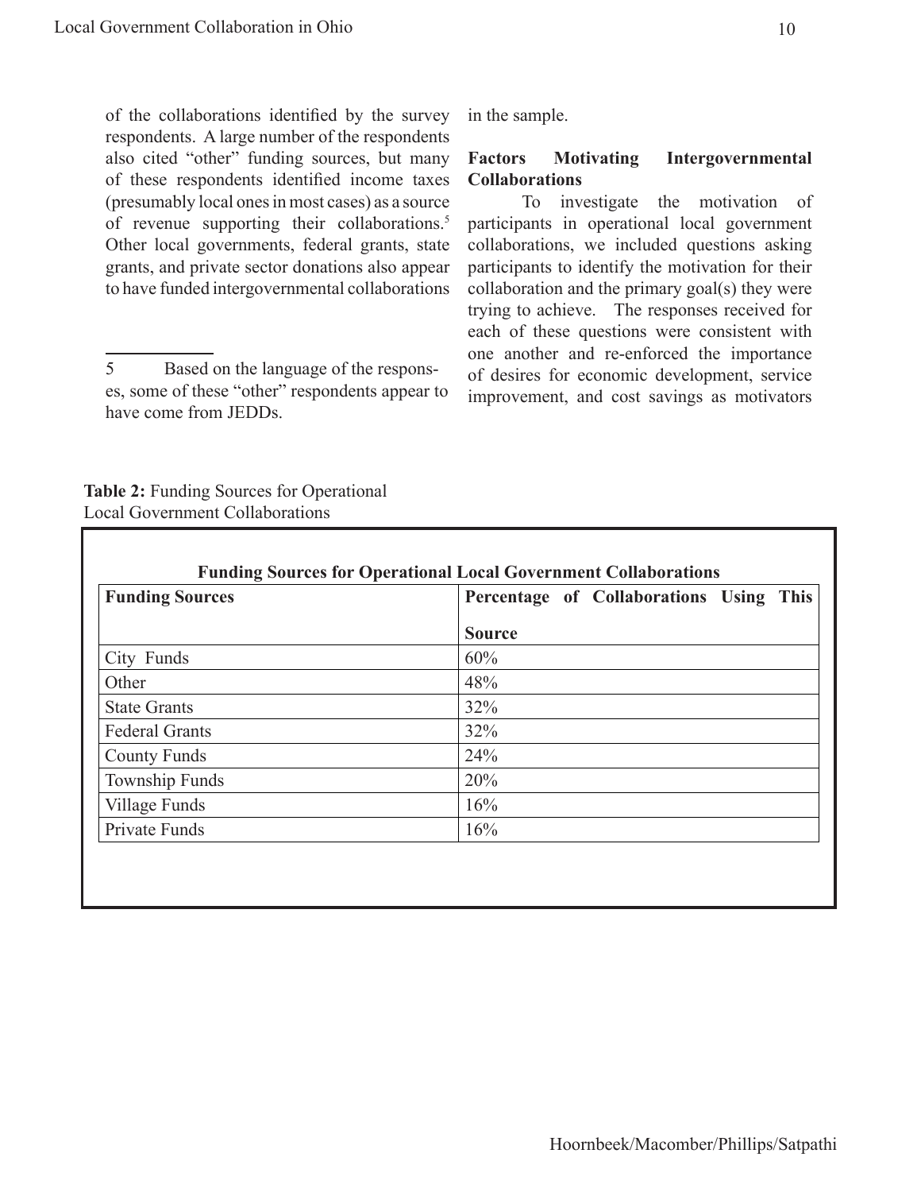of the collaborations identified by the survey respondents. A large number of the respondents also cited "other" funding sources, but many of these respondents identified income taxes (presumably local ones in most cases) as a source of revenue supporting their collaborations.[5] Other local governments, federal grants, state grants, and private sector donations also appear to have funded intergovernmental collaborations in the sample.

### Factors Motivating Intergovernmental Collaborations

To investigate the motivation of participants in operational local government collaborations, we included questions asking participants to identify the motivation for their collaboration and the primary goal(s) they were trying to achieve. The responses received for each of these questions were consistent with one another and re-enforced the importance of desires for economic development, service improvement, and cost savings as motivators

**Table 2:** Funding Sources for Operational Local Government Collaborations

**Funding Sources for Operational Local Government Collaborations**

| Funding Sources | Percentage of Collaborations Using This Source |
|---|---|
| City Funds | 60% |
| Other | 48% |
| State Grants | 32% |
| Federal Grants | 32% |
| County Funds | 24% |
| Township Funds | 20% |
| Village Funds | 16% |
| Private Funds | 16% |

---

5 Based on the language of the responses, some of these "other" respondents appear to have come from JEDDs.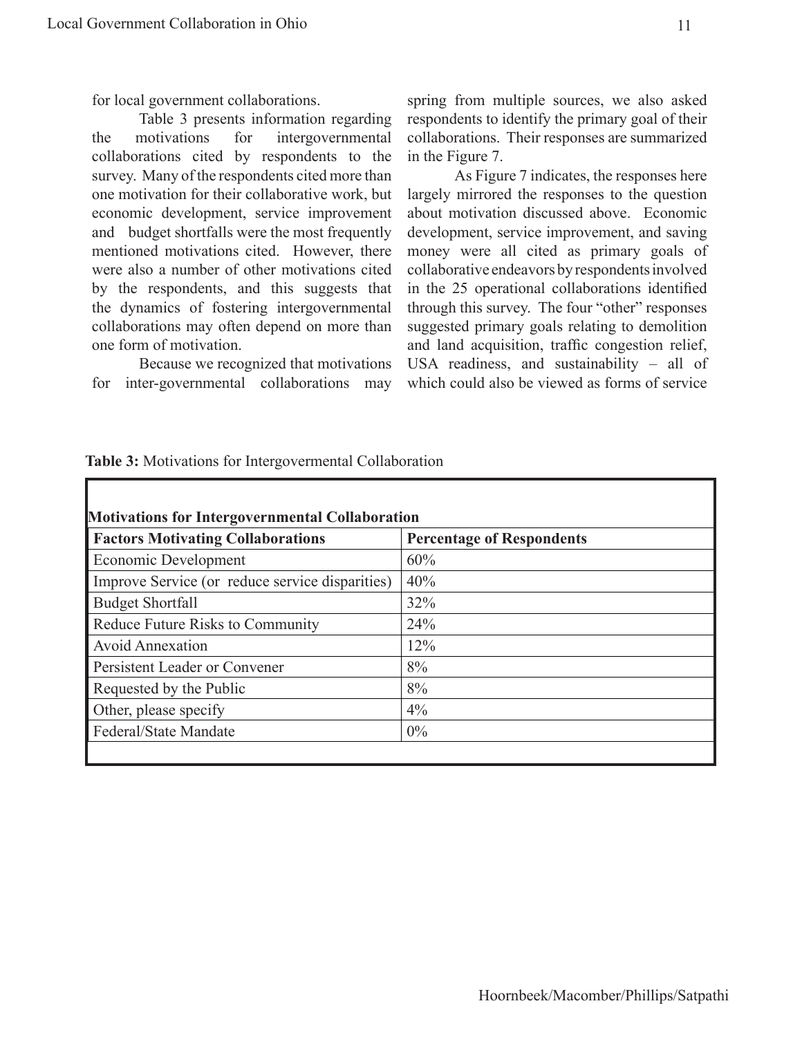for local government collaborations.

Table 3 presents information regarding the motivations for intergovernmental collaborations cited by respondents to the survey. Many of the respondents cited more than one motivation for their collaborative work, but economic development, service improvement and budget shortfalls were the most frequently mentioned motivations cited. However, there were also a number of other motivations cited by the respondents, and this suggests that the dynamics of fostering intergovernmental collaborations may often depend on more than one form of motivation.

Because we recognized that motivations for inter-governmental collaborations may spring from multiple sources, we also asked respondents to identify the primary goal of their collaborations. Their responses are summarized in the Figure 7.

As Figure 7 indicates, the responses here largely mirrored the responses to the question about motivation discussed above. Economic development, service improvement, and saving money were all cited as primary goals of collaborative endeavors by respondents involved in the 25 operational collaborations identified through this survey. The four "other" responses suggested primary goals relating to demolition and land acquisition, traffic congestion relief, USA readiness, and sustainability – all of which could also be viewed as forms of service

**Table 3:** Motivations for Intergovermental Collaboration

**Motivations for Intergovernmental Collaboration**

| Factors Motivating Collaborations | Percentage of Respondents |
|---|---|
| Economic Development | 60% |
| Improve Service (or reduce service disparities) | 40% |
| Budget Shortfall | 32% |
| Reduce Future Risks to Community | 24% |
| Avoid Annexation | 12% |
| Persistent Leader or Convener | 8% |
| Requested by the Public | 8% |
| Other, please specify | 4% |
| Federal/State Mandate | 0% |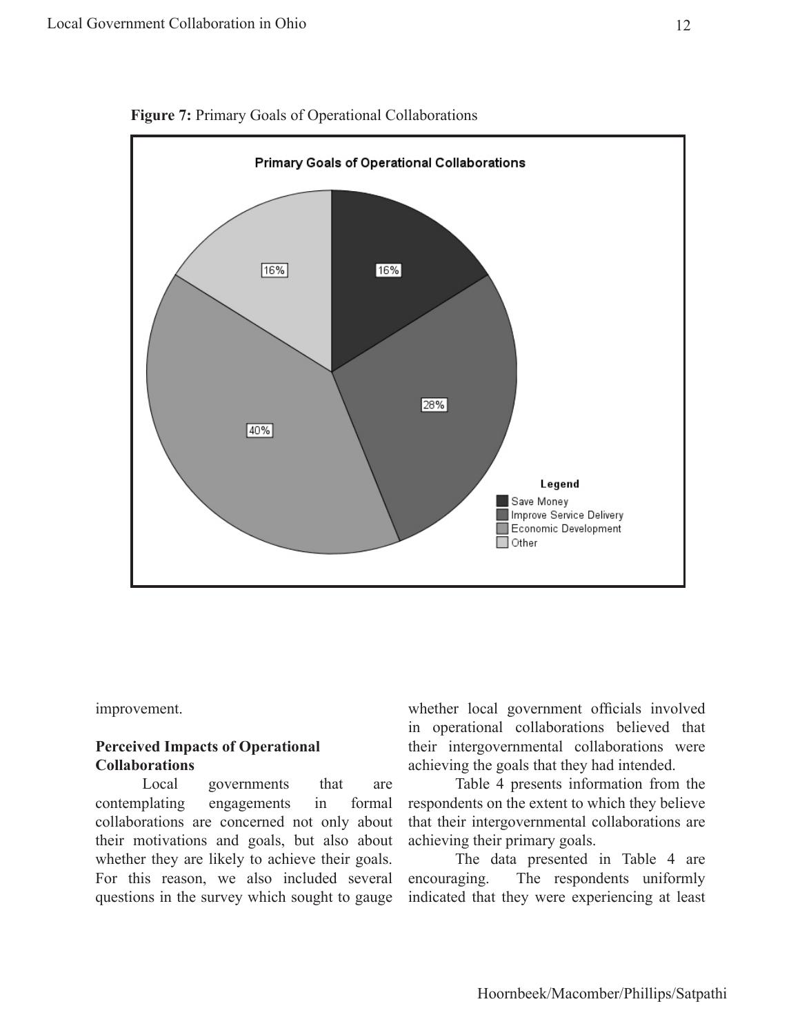**Figure 7:** Primary Goals of Operational Collaborations

improvement.

**Perceived Impacts of Operational Collaborations**

Local governments that are contemplating engagements in formal collaborations are concerned not only about their motivations and goals, but also about whether they are likely to achieve their goals. For this reason, we also included several questions in the survey which sought to gauge whether local government officials involved in operational collaborations believed that their intergovernmental collaborations were achieving the goals that they had intended.

Table 4 presents information from the respondents on the extent to which they believe that their intergovernmental collaborations are achieving their primary goals.

The data presented in Table 4 are encouraging. The respondents uniformly indicated that they were experiencing at least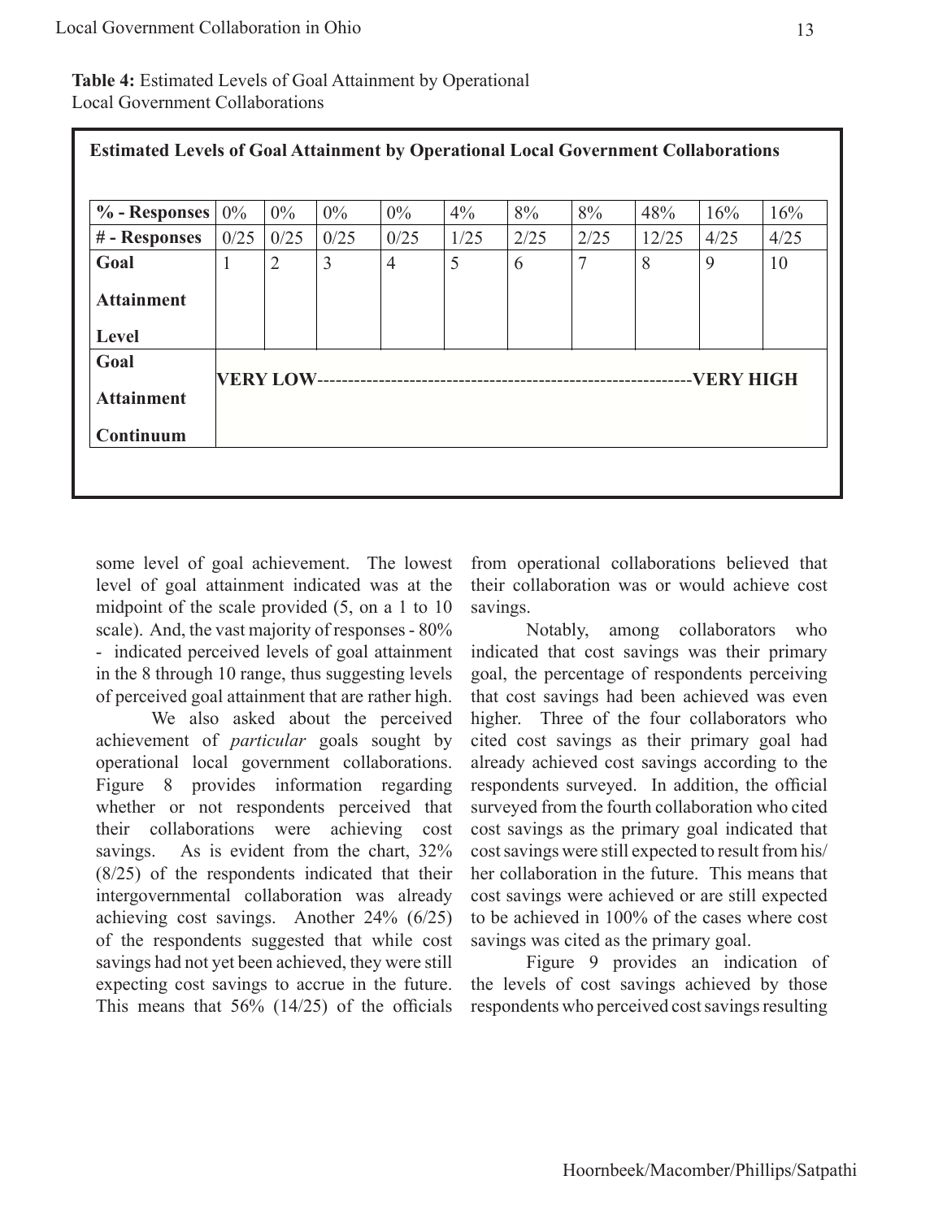**Table 4:** Estimated Levels of Goal Attainment by Operational Local Government Collaborations

| **Estimated Levels of Goal Attainment by Operational Local Government Collaborations** | | | | | | | | | | |
|---|---|---|---|---|---|---|---|---|---|---|
| **% - Responses** | 0% | 0% | 0% | 0% | 4% | 8% | 8% | 48% | 16% | 16% |
| **# - Responses** | 0/25 | 0/25 | 0/25 | 0/25 | 1/25 | 2/25 | 2/25 | 12/25 | 4/25 | 4/25 |
| **Goal Attainment Level** | 1 | 2 | 3 | 4 | 5 | 6 | 7 | 8 | 9 | 10 |
| **Goal Attainment Continuum** | **VERY LOW-----------------------------------------------------------VERY HIGH** | | | | | | | | | |

some level of goal achievement. The lowest level of goal attainment indicated was at the midpoint of the scale provided (5, on a 1 to 10 scale). And, the vast majority of responses - 80% - indicated perceived levels of goal attainment in the 8 through 10 range, thus suggesting levels of perceived goal attainment that are rather high.

We also asked about the perceived achievement of *particular* goals sought by operational local government collaborations. Figure 8 provides information regarding whether or not respondents perceived that their collaborations were achieving cost savings. As is evident from the chart, 32% (8/25) of the respondents indicated that their intergovernmental collaboration was already achieving cost savings. Another 24% (6/25) of the respondents suggested that while cost savings had not yet been achieved, they were still expecting cost savings to accrue in the future. This means that 56% (14/25) of the officials from operational collaborations believed that their collaboration was or would achieve cost savings.

Notably, among collaborators who indicated that cost savings was their primary goal, the percentage of respondents perceiving that cost savings had been achieved was even higher. Three of the four collaborators who cited cost savings as their primary goal had already achieved cost savings according to the respondents surveyed. In addition, the official surveyed from the fourth collaboration who cited cost savings as the primary goal indicated that cost savings were still expected to result from his/her collaboration in the future. This means that cost savings were achieved or are still expected to be achieved in 100% of the cases where cost savings was cited as the primary goal.

Figure 9 provides an indication of the levels of cost savings achieved by those respondents who perceived cost savings resulting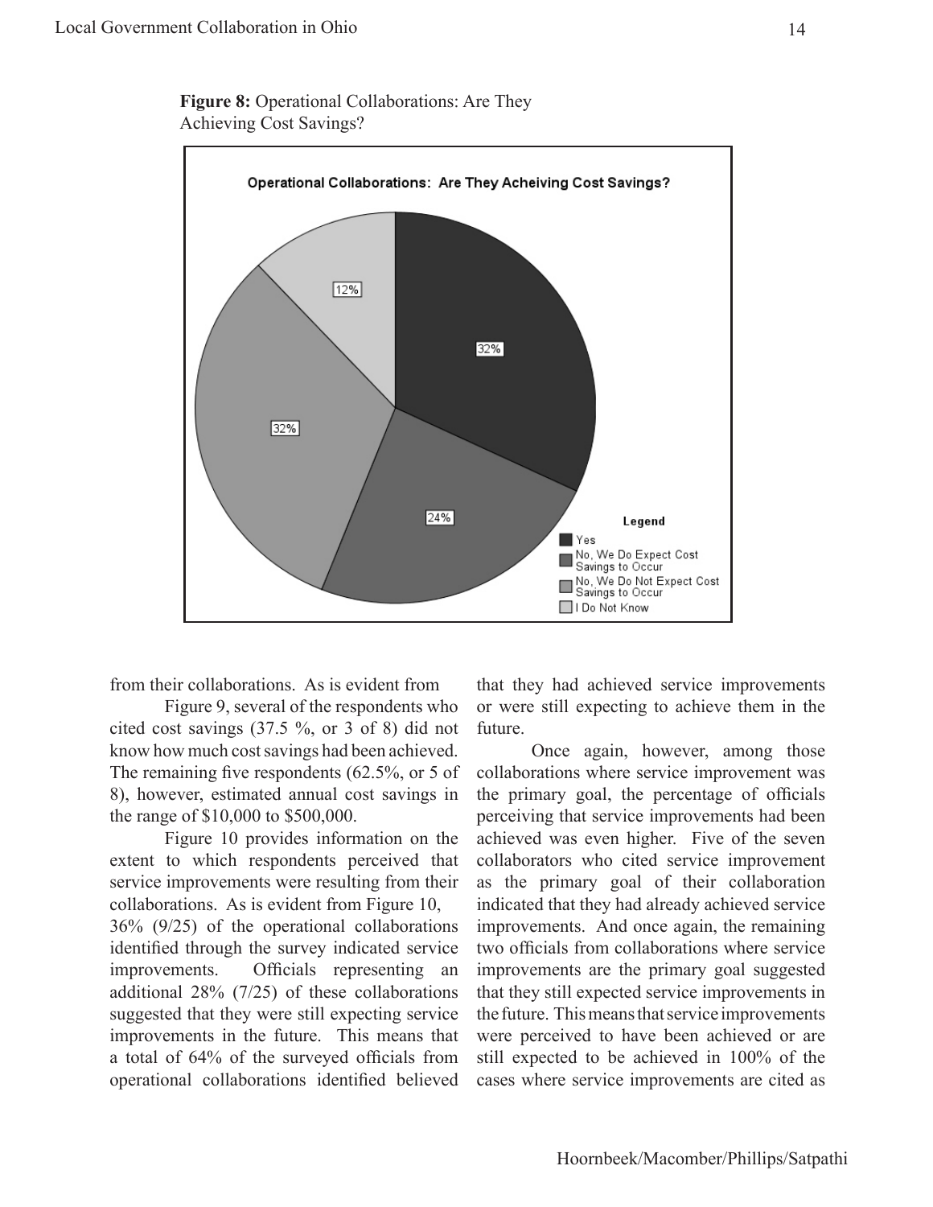**Figure 8:** Operational Collaborations: Are They Achieving Cost Savings?

from their collaborations. As is evident from Figure 9, several of the respondents who cited cost savings (37.5 %, or 3 of 8) did not know how much cost savings had been achieved. The remaining five respondents (62.5%, or 5 of 8), however, estimated annual cost savings in the range of $10,000 to $500,000.

Figure 10 provides information on the extent to which respondents perceived that service improvements were resulting from their collaborations. As is evident from Figure 10, 36% (9/25) of the operational collaborations identified through the survey indicated service improvements. Officials representing an additional 28% (7/25) of these collaborations suggested that they were still expecting service improvements in the future. This means that a total of 64% of the surveyed officials from operational collaborations identified believed that they had achieved service improvements or were still expecting to achieve them in the future.

Once again, however, among those collaborations where service improvement was the primary goal, the percentage of officials perceiving that service improvements had been achieved was even higher. Five of the seven collaborators who cited service improvement as the primary goal of their collaboration indicated that they had already achieved service improvements. And once again, the remaining two officials from collaborations where service improvements are the primary goal suggested that they still expected service improvements in the future. This means that service improvements were perceived to have been achieved or are still expected to be achieved in 100% of the cases where service improvements are cited as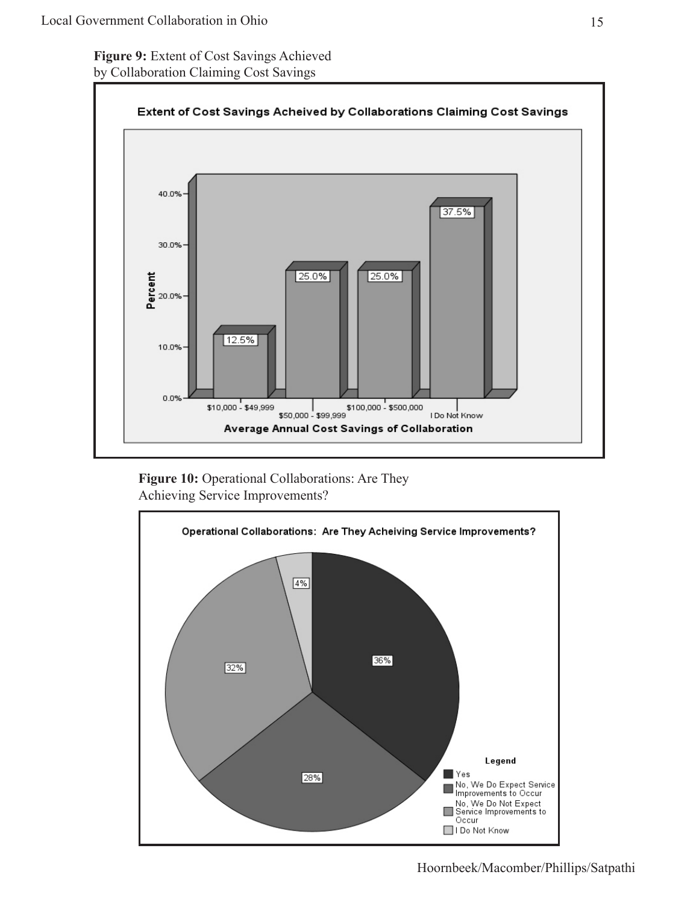**Figure 9:** Extent of Cost Savings Achieved by Collaboration Claiming Cost Savings

**Extent of Cost Savings Acheived by Collaborations Claiming Cost Savings**

| Average Annual Cost Savings of Collaboration | Percent |
| --- | --- |
| $10,000 - $49,999 | 12.5% |
| $50,000 - $99,999 | 25.0% |
| $100,000 - $500,000 | 25.0% |
| I Do Not Know | 37.5% |

**Figure 10:** Operational Collaborations: Are They Achieving Service Improvements?

**Operational Collaborations: Are They Acheiving Service Improvements?**

| Legend | Percent |
| --- | --- |
| Yes | 36% |
| No, We Do Expect Service Improvements to Occur | 28% |
| No, We Do Not Expect Service Improvements to Occur | 32% |
| I Do Not Know | 4% |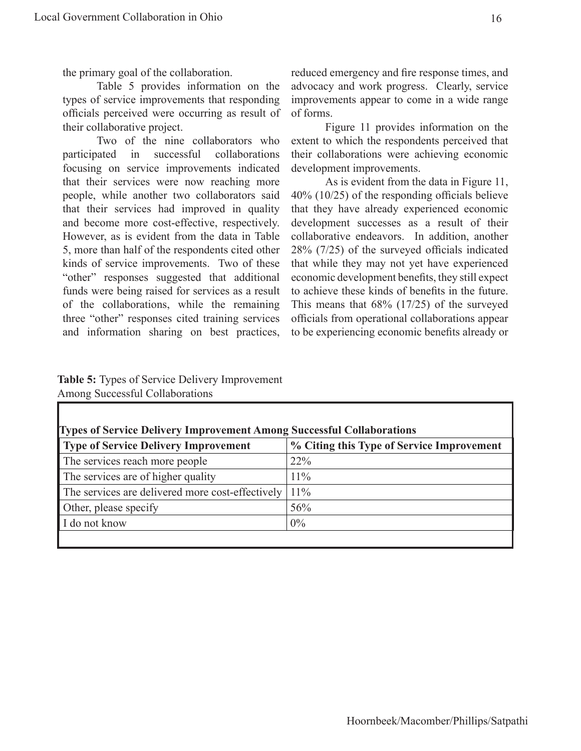the primary goal of the collaboration.

Table 5 provides information on the types of service improvements that responding officials perceived were occurring as result of their collaborative project.

Two of the nine collaborators who participated in successful collaborations focusing on service improvements indicated that their services were now reaching more people, while another two collaborators said that their services had improved in quality and become more cost-effective, respectively. However, as is evident from the data in Table 5, more than half of the respondents cited other kinds of service improvements. Two of these "other" responses suggested that additional funds were being raised for services as a result of the collaborations, while the remaining three "other" responses cited training services and information sharing on best practices, reduced emergency and fire response times, and advocacy and work progress. Clearly, service improvements appear to come in a wide range of forms.

Figure 11 provides information on the extent to which the respondents perceived that their collaborations were achieving economic development improvements.

As is evident from the data in Figure 11, 40% (10/25) of the responding officials believe that they have already experienced economic development successes as a result of their collaborative endeavors. In addition, another 28% (7/25) of the surveyed officials indicated that while they may not yet have experienced economic development benefits, they still expect to achieve these kinds of benefits in the future. This means that 68% (17/25) of the surveyed officials from operational collaborations appear to be experiencing economic benefits already or

**Table 5:** Types of Service Delivery Improvement Among Successful Collaborations

| **Types of Service Delivery Improvement Among Successful Collaborations** | |
|---|---|
| **Type of Service Delivery Improvement** | **% Citing this Type of Service Improvement** |
| The services reach more people | 22% |
| The services are of higher quality | 11% |
| The services are delivered more cost-effectively | 11% |
| Other, please specify | 56% |
| I do not know | 0% |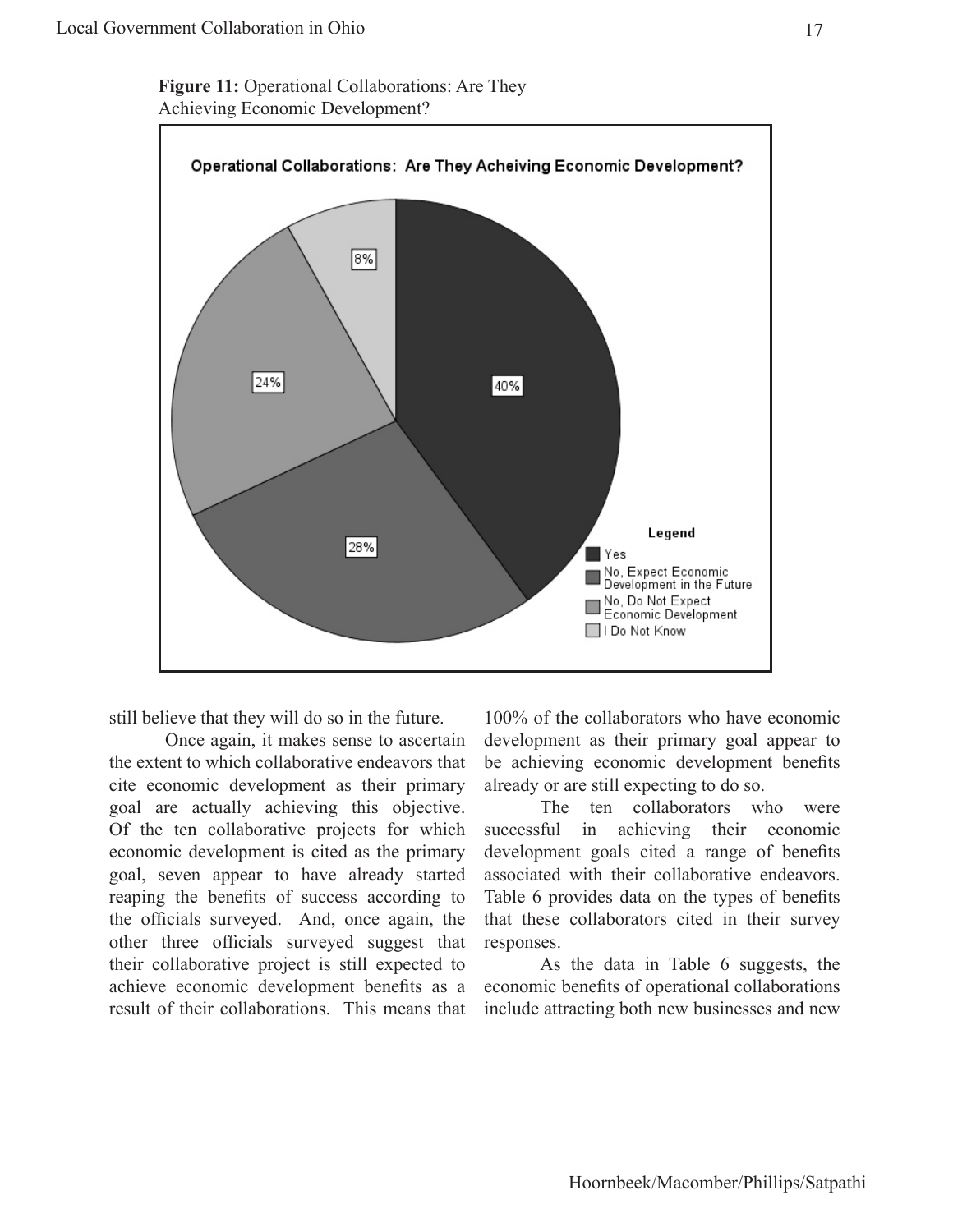**Figure 11:** Operational Collaborations: Are They Achieving Economic Development?

still believe that they will do so in the future.

Once again, it makes sense to ascertain the extent to which collaborative endeavors that cite economic development as their primary goal are actually achieving this objective. Of the ten collaborative projects for which economic development is cited as the primary goal, seven appear to have already started reaping the benefits of success according to the officials surveyed. And, once again, the other three officials surveyed suggest that their collaborative project is still expected to achieve economic development benefits as a result of their collaborations. This means that 100% of the collaborators who have economic development as their primary goal appear to be achieving economic development benefits already or are still expecting to do so.

The ten collaborators who were successful in achieving their economic development goals cited a range of benefits associated with their collaborative endeavors. Table 6 provides data on the types of benefits that these collaborators cited in their survey responses.

As the data in Table 6 suggests, the economic benefits of operational collaborations include attracting both new businesses and new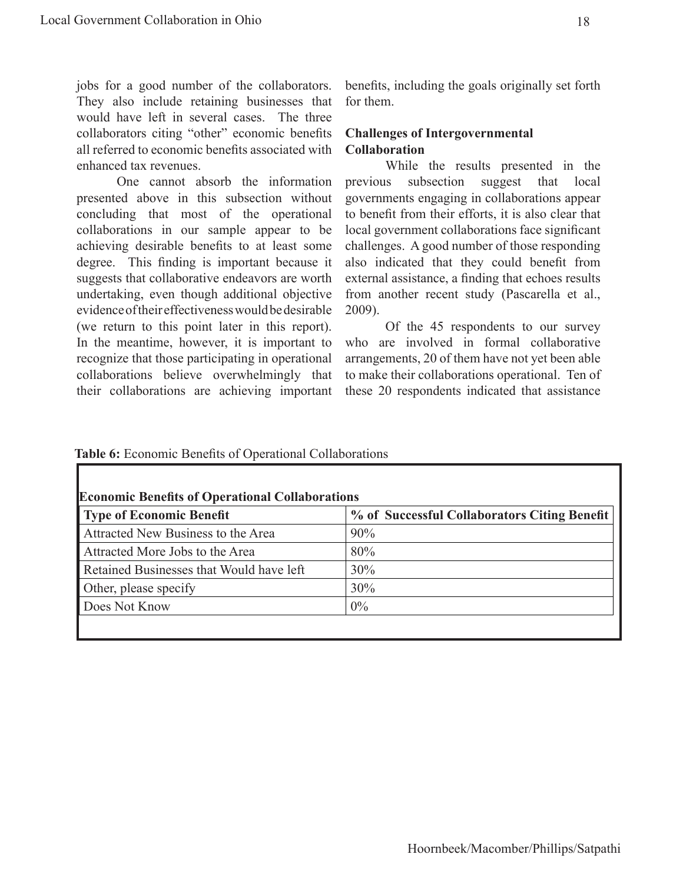jobs for a good number of the collaborators. They also include retaining businesses that would have left in several cases. The three collaborators citing "other" economic benefits all referred to economic benefits associated with enhanced tax revenues.

One cannot absorb the information presented above in this subsection without concluding that most of the operational collaborations in our sample appear to be achieving desirable benefits to at least some degree. This finding is important because it suggests that collaborative endeavors are worth undertaking, even though additional objective evidence of their effectiveness would be desirable (we return to this point later in this report). In the meantime, however, it is important to recognize that those participating in operational collaborations believe overwhelmingly that their collaborations are achieving important benefits, including the goals originally set forth for them.

### Challenges of Intergovernmental Collaboration

While the results presented in the previous subsection suggest that local governments engaging in collaborations appear to benefit from their efforts, it is also clear that local government collaborations face significant challenges. A good number of those responding also indicated that they could benefit from external assistance, a finding that echoes results from another recent study (Pascarella et al., 2009).

Of the 45 respondents to our survey who are involved in formal collaborative arrangements, 20 of them have not yet been able to make their collaborations operational. Ten of these 20 respondents indicated that assistance

**Table 6:** Economic Benefits of Operational Collaborations

**Economic Benefits of Operational Collaborations**

| Type of Economic Benefit | % of Successful Collaborators Citing Benefit |
|---|---|
| Attracted New Business to the Area | 90% |
| Attracted More Jobs to the Area | 80% |
| Retained Businesses that Would have left | 30% |
| Other, please specify | 30% |
| Does Not Know | 0% |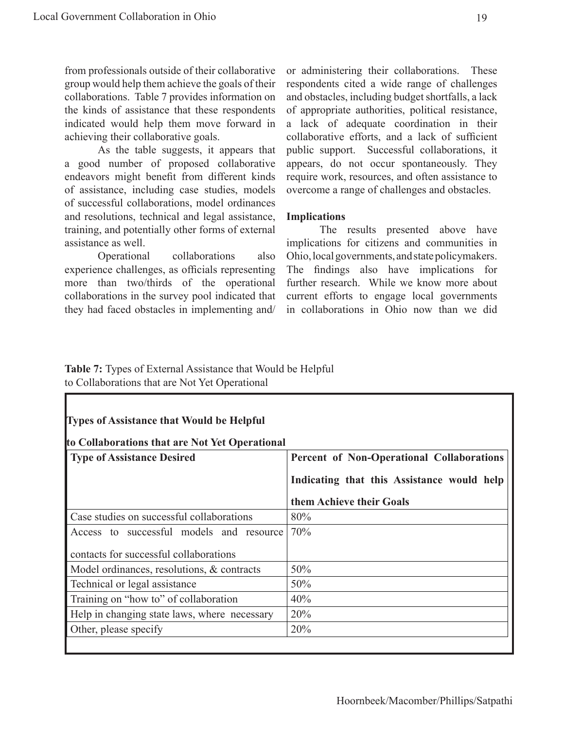from professionals outside of their collaborative group would help them achieve the goals of their collaborations. Table 7 provides information on the kinds of assistance that these respondents indicated would help them move forward in achieving their collaborative goals.

As the table suggests, it appears that a good number of proposed collaborative endeavors might benefit from different kinds of assistance, including case studies, models of successful collaborations, model ordinances and resolutions, technical and legal assistance, training, and potentially other forms of external assistance as well.

Operational collaborations also experience challenges, as officials representing more than two/thirds of the operational collaborations in the survey pool indicated that they had faced obstacles in implementing and/or administering their collaborations. These respondents cited a wide range of challenges and obstacles, including budget shortfalls, a lack of appropriate authorities, political resistance, a lack of adequate coordination in their collaborative efforts, and a lack of sufficient public support. Successful collaborations, it appears, do not occur spontaneously. They require work, resources, and often assistance to overcome a range of challenges and obstacles.

### Implications

The results presented above have implications for citizens and communities in Ohio, local governments, and state policymakers. The findings also have implications for further research. While we know more about current efforts to engage local governments in collaborations in Ohio now than we did

**Table 7:** Types of External Assistance that Would be Helpful to Collaborations that are Not Yet Operational

**Types of Assistance that Would be Helpful to Collaborations that are Not Yet Operational**

| Type of Assistance Desired | Percent of Non-Operational Collaborations Indicating that this Assistance would help them Achieve their Goals |
|---|---|
| Case studies on successful collaborations | 80% |
| Access to successful models and resource contacts for successful collaborations | 70% |
| Model ordinances, resolutions, & contracts | 50% |
| Technical or legal assistance | 50% |
| Training on "how to" of collaboration | 40% |
| Help in changing state laws, where necessary | 20% |
| Other, please specify | 20% |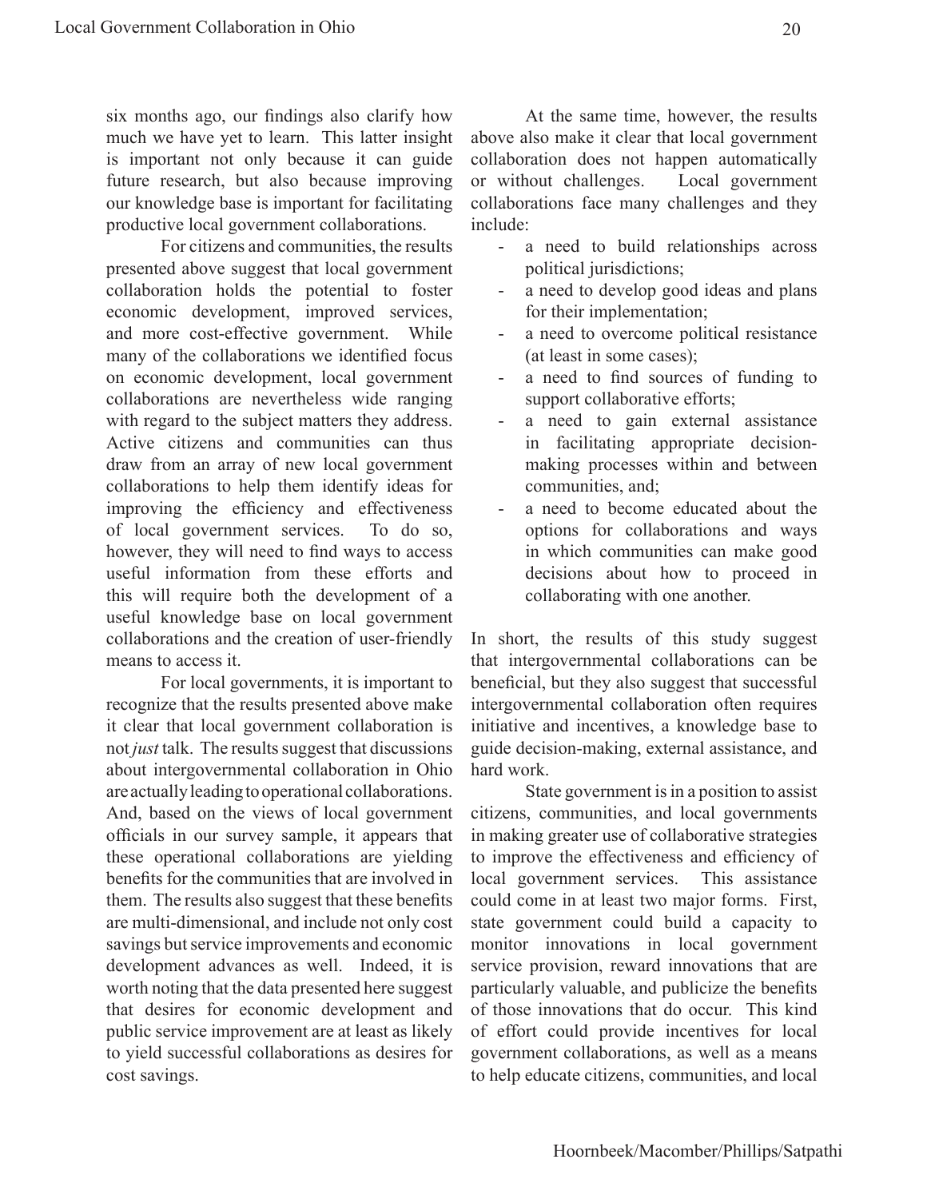six months ago, our findings also clarify how much we have yet to learn. This latter insight is important not only because it can guide future research, but also because improving our knowledge base is important for facilitating productive local government collaborations.

For citizens and communities, the results presented above suggest that local government collaboration holds the potential to foster economic development, improved services, and more cost-effective government. While many of the collaborations we identified focus on economic development, local government collaborations are nevertheless wide ranging with regard to the subject matters they address. Active citizens and communities can thus draw from an array of new local government collaborations to help them identify ideas for improving the efficiency and effectiveness of local government services. To do so, however, they will need to find ways to access useful information from these efforts and this will require both the development of a useful knowledge base on local government collaborations and the creation of user-friendly means to access it.

For local governments, it is important to recognize that the results presented above make it clear that local government collaboration is not *just* talk. The results suggest that discussions about intergovernmental collaboration in Ohio are actually leading to operational collaborations. And, based on the views of local government officials in our survey sample, it appears that these operational collaborations are yielding benefits for the communities that are involved in them. The results also suggest that these benefits are multi-dimensional, and include not only cost savings but service improvements and economic development advances as well. Indeed, it is worth noting that the data presented here suggest that desires for economic development and public service improvement are at least as likely to yield successful collaborations as desires for cost savings.

At the same time, however, the results above also make it clear that local government collaboration does not happen automatically or without challenges. Local government collaborations face many challenges and they include:

- a need to build relationships across political jurisdictions;
- a need to develop good ideas and plans for their implementation;
- a need to overcome political resistance (at least in some cases);
- a need to find sources of funding to support collaborative efforts;
- a need to gain external assistance in facilitating appropriate decision-making processes within and between communities, and;
- a need to become educated about the options for collaborations and ways in which communities can make good decisions about how to proceed in collaborating with one another.

In short, the results of this study suggest that intergovernmental collaborations can be beneficial, but they also suggest that successful intergovernmental collaboration often requires initiative and incentives, a knowledge base to guide decision-making, external assistance, and hard work.

State government is in a position to assist citizens, communities, and local governments in making greater use of collaborative strategies to improve the effectiveness and efficiency of local government services. This assistance could come in at least two major forms. First, state government could build a capacity to monitor innovations in local government service provision, reward innovations that are particularly valuable, and publicize the benefits of those innovations that do occur. This kind of effort could provide incentives for local government collaborations, as well as a means to help educate citizens, communities, and local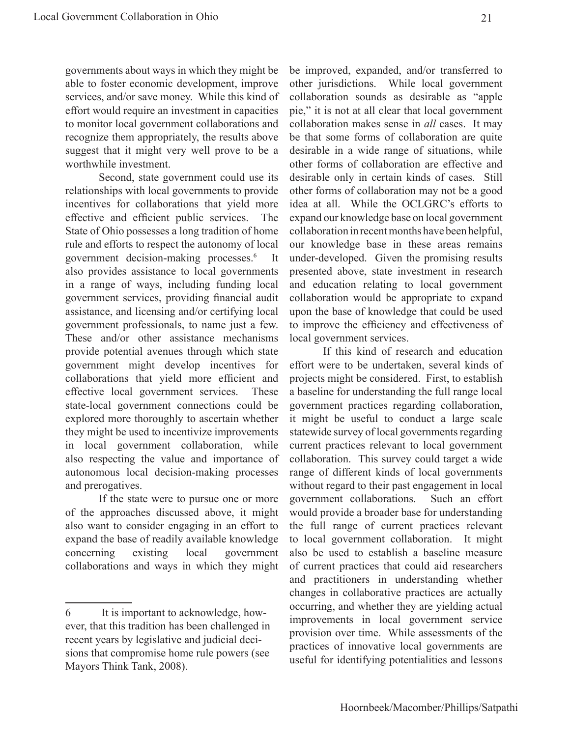governments about ways in which they might be able to foster economic development, improve services, and/or save money. While this kind of effort would require an investment in capacities to monitor local government collaborations and recognize them appropriately, the results above suggest that it might very well prove to be a worthwhile investment.

Second, state government could use its relationships with local governments to provide incentives for collaborations that yield more effective and efficient public services. The State of Ohio possesses a long tradition of home rule and efforts to respect the autonomy of local government decision-making processes.[6] It also provides assistance to local governments in a range of ways, including funding local government services, providing financial audit assistance, and licensing and/or certifying local government professionals, to name just a few. These and/or other assistance mechanisms provide potential avenues through which state government might develop incentives for collaborations that yield more efficient and effective local government services. These state-local government connections could be explored more thoroughly to ascertain whether they might be used to incentivize improvements in local government collaboration, while also respecting the value and importance of autonomous local decision-making processes and prerogatives.

If the state were to pursue one or more of the approaches discussed above, it might also want to consider engaging in an effort to expand the base of readily available knowledge concerning existing local government collaborations and ways in which they might be improved, expanded, and/or transferred to other jurisdictions. While local government collaboration sounds as desirable as "apple pie," it is not at all clear that local government collaboration makes sense in *all* cases. It may be that some forms of collaboration are quite desirable in a wide range of situations, while other forms of collaboration are effective and desirable only in certain kinds of cases. Still other forms of collaboration may not be a good idea at all. While the OCLGRC's efforts to expand our knowledge base on local government collaboration in recent months have been helpful, our knowledge base in these areas remains under-developed. Given the promising results presented above, state investment in research and education relating to local government collaboration would be appropriate to expand upon the base of knowledge that could be used to improve the efficiency and effectiveness of local government services.

If this kind of research and education effort were to be undertaken, several kinds of projects might be considered. First, to establish a baseline for understanding the full range local government practices regarding collaboration, it might be useful to conduct a large scale statewide survey of local governments regarding current practices relevant to local government collaboration. This survey could target a wide range of different kinds of local governments without regard to their past engagement in local government collaborations. Such an effort would provide a broader base for understanding the full range of current practices relevant to local government collaboration. It might also be used to establish a baseline measure of current practices that could aid researchers and practitioners in understanding whether changes in collaborative practices are actually occurring, and whether they are yielding actual improvements in local government service provision over time. While assessments of the practices of innovative local governments are useful for identifying potentialities and lessons

---

6 It is important to acknowledge, however, that this tradition has been challenged in recent years by legislative and judicial decisions that compromise home rule powers (see Mayors Think Tank, 2008).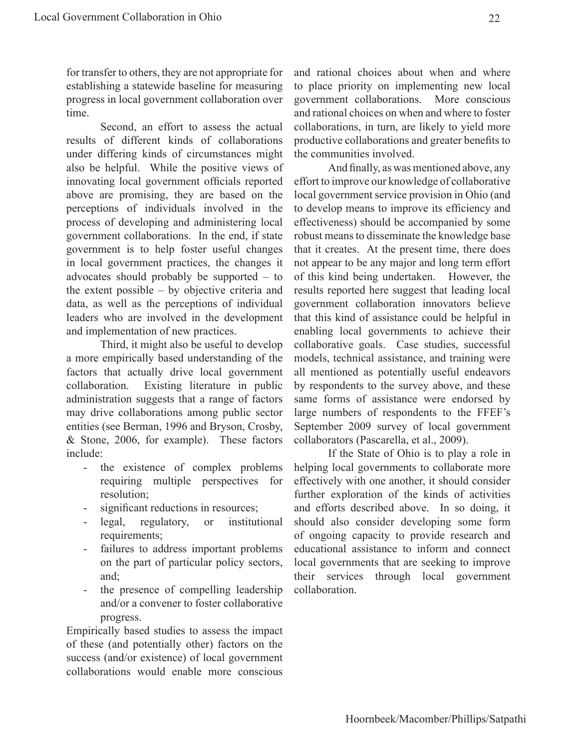for transfer to others, they are not appropriate for establishing a statewide baseline for measuring progress in local government collaboration over time.

Second, an effort to assess the actual results of different kinds of collaborations under differing kinds of circumstances might also be helpful. While the positive views of innovating local government officials reported above are promising, they are based on the perceptions of individuals involved in the process of developing and administering local government collaborations. In the end, if state government is to help foster useful changes in local government practices, the changes it advocates should probably be supported – to the extent possible – by objective criteria and data, as well as the perceptions of individual leaders who are involved in the development and implementation of new practices.

Third, it might also be useful to develop a more empirically based understanding of the factors that actually drive local government collaboration. Existing literature in public administration suggests that a range of factors may drive collaborations among public sector entities (see Berman, 1996 and Bryson, Crosby, & Stone, 2006, for example). These factors include:

- the existence of complex problems requiring multiple perspectives for resolution;
- significant reductions in resources;
- legal, regulatory, or institutional requirements;
- failures to address important problems on the part of particular policy sectors, and;
- the presence of compelling leadership and/or a convener to foster collaborative progress.

Empirically based studies to assess the impact of these (and potentially other) factors on the success (and/or existence) of local government collaborations would enable more conscious and rational choices about when and where to place priority on implementing new local government collaborations. More conscious and rational choices on when and where to foster collaborations, in turn, are likely to yield more productive collaborations and greater benefits to the communities involved.

And finally, as was mentioned above, any effort to improve our knowledge of collaborative local government service provision in Ohio (and to develop means to improve its efficiency and effectiveness) should be accompanied by some robust means to disseminate the knowledge base that it creates. At the present time, there does not appear to be any major and long term effort of this kind being undertaken. However, the results reported here suggest that leading local government collaboration innovators believe that this kind of assistance could be helpful in enabling local governments to achieve their collaborative goals. Case studies, successful models, technical assistance, and training were all mentioned as potentially useful endeavors by respondents to the survey above, and these same forms of assistance were endorsed by large numbers of respondents to the FFEF's September 2009 survey of local government collaborators (Pascarella, et al., 2009).

If the State of Ohio is to play a role in helping local governments to collaborate more effectively with one another, it should consider further exploration of the kinds of activities and efforts described above. In so doing, it should also consider developing some form of ongoing capacity to provide research and educational assistance to inform and connect local governments that are seeking to improve their services through local government collaboration.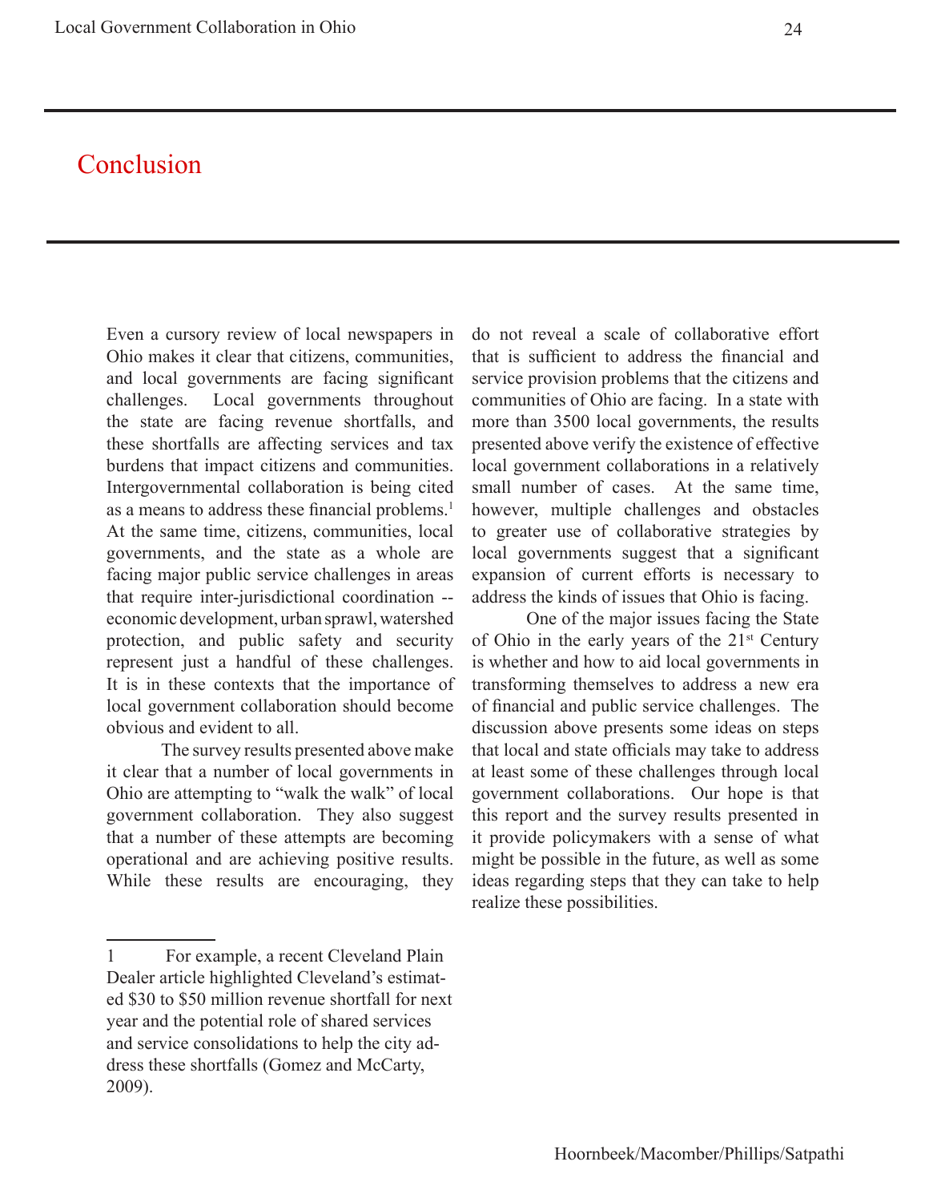# Conclusion

Even a cursory review of local newspapers in Ohio makes it clear that citizens, communities, and local governments are facing significant challenges. Local governments throughout the state are facing revenue shortfalls, and these shortfalls are affecting services and tax burdens that impact citizens and communities. Intergovernmental collaboration is being cited as a means to address these financial problems.[1] At the same time, citizens, communities, local governments, and the state as a whole are facing major public service challenges in areas that require inter-jurisdictional coordination -- economic development, urban sprawl, watershed protection, and public safety and security represent just a handful of these challenges. It is in these contexts that the importance of local government collaboration should become obvious and evident to all.

The survey results presented above make it clear that a number of local governments in Ohio are attempting to "walk the walk" of local government collaboration. They also suggest that a number of these attempts are becoming operational and are achieving positive results. While these results are encouraging, they do not reveal a scale of collaborative effort that is sufficient to address the financial and service provision problems that the citizens and communities of Ohio are facing. In a state with more than 3500 local governments, the results presented above verify the existence of effective local government collaborations in a relatively small number of cases. At the same time, however, multiple challenges and obstacles to greater use of collaborative strategies by local governments suggest that a significant expansion of current efforts is necessary to address the kinds of issues that Ohio is facing.

One of the major issues facing the State of Ohio in the early years of the 21st Century is whether and how to aid local governments in transforming themselves to address a new era of financial and public service challenges. The discussion above presents some ideas on steps that local and state officials may take to address at least some of these challenges through local government collaborations. Our hope is that this report and the survey results presented in it provide policymakers with a sense of what might be possible in the future, as well as some ideas regarding steps that they can take to help realize these possibilities.

---

1 For example, a recent Cleveland Plain Dealer article highlighted Cleveland's estimated $30 to $50 million revenue shortfall for next year and the potential role of shared services and service consolidations to help the city address these shortfalls (Gomez and McCarty, 2009).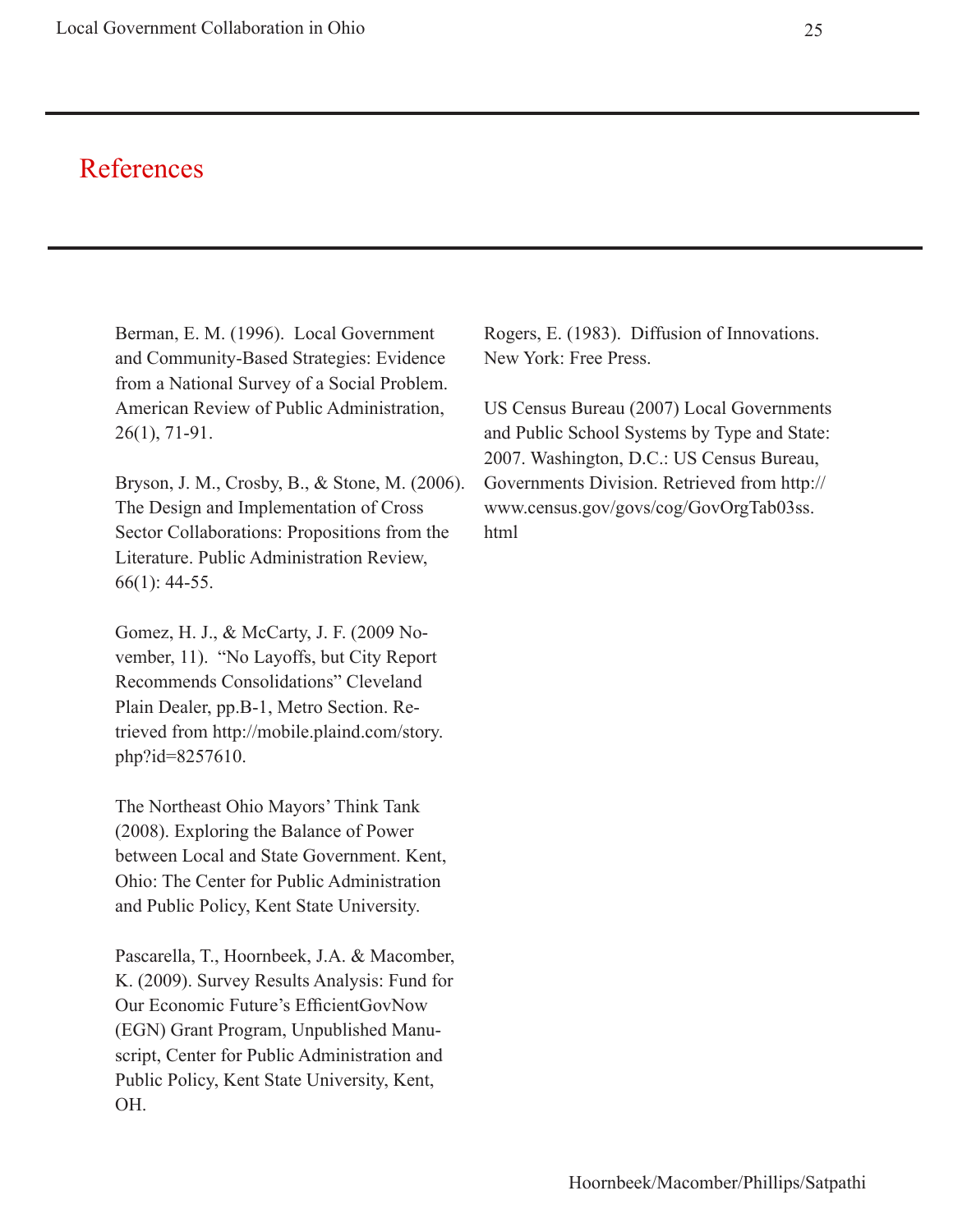## References

Berman, E. M. (1996). Local Government and Community-Based Strategies: Evidence from a National Survey of a Social Problem. American Review of Public Administration, 26(1), 71-91.

Bryson, J. M., Crosby, B., & Stone, M. (2006). The Design and Implementation of Cross Sector Collaborations: Propositions from the Literature. Public Administration Review, 66(1): 44-55.

Gomez, H. J., & McCarty, J. F. (2009 November, 11). "No Layoffs, but City Report Recommends Consolidations" Cleveland Plain Dealer, pp.B-1, Metro Section. Retrieved from http://mobile.plaind.com/story.php?id=8257610.

The Northeast Ohio Mayors' Think Tank (2008). Exploring the Balance of Power between Local and State Government. Kent, Ohio: The Center for Public Administration and Public Policy, Kent State University.

Pascarella, T., Hoornbeek, J.A. & Macomber, K. (2009). Survey Results Analysis: Fund for Our Economic Future's EfficientGovNow (EGN) Grant Program, Unpublished Manuscript, Center for Public Administration and Public Policy, Kent State University, Kent, OH.

Rogers, E. (1983). Diffusion of Innovations. New York: Free Press.

US Census Bureau (2007) Local Governments and Public School Systems by Type and State: 2007. Washington, D.C.: US Census Bureau, Governments Division. Retrieved from http://www.census.gov/govs/cog/GovOrgTab03ss.html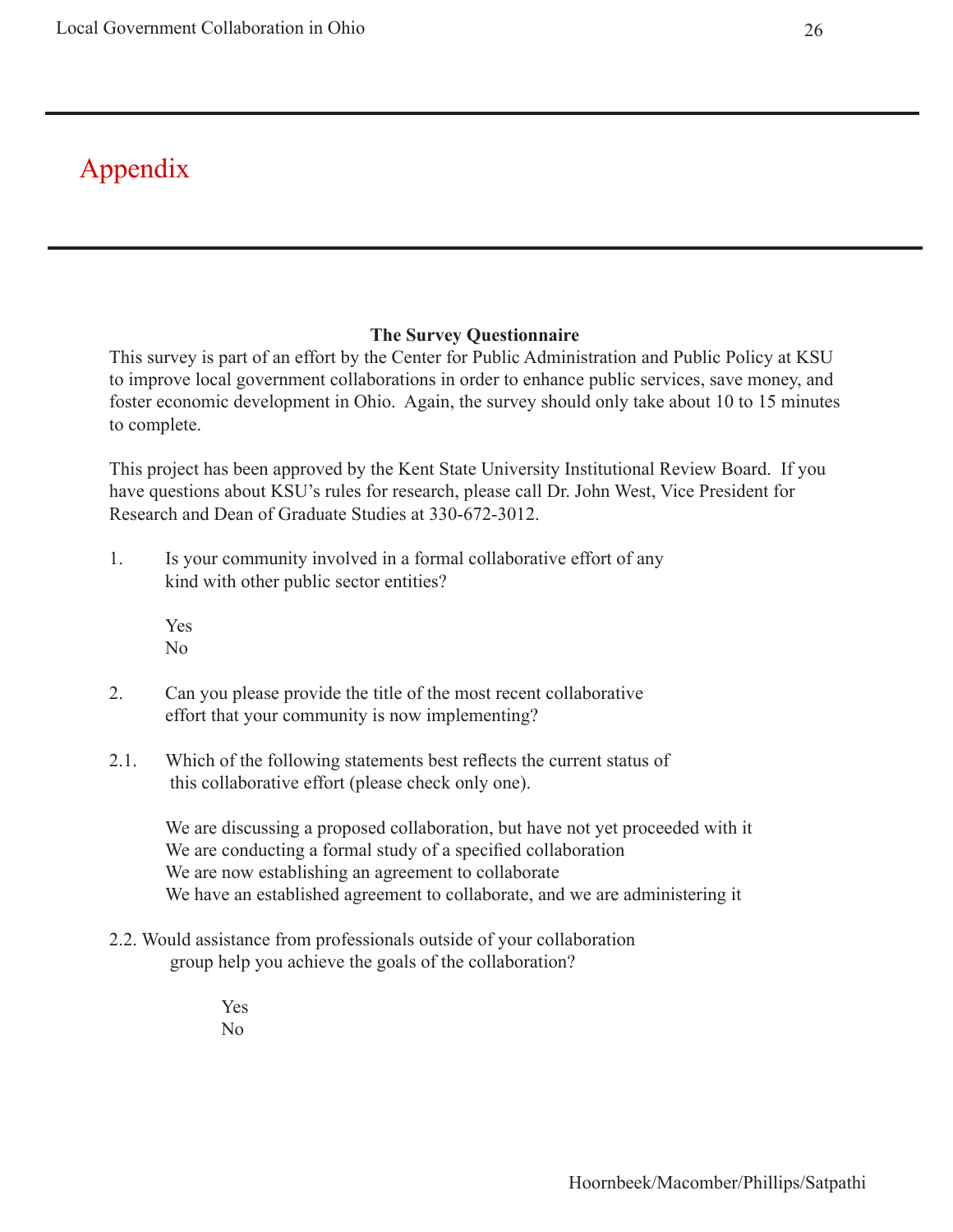# Appendix

**The Survey Questionnaire**

This survey is part of an effort by the Center for Public Administration and Public Policy at KSU to improve local government collaborations in order to enhance public services, save money, and foster economic development in Ohio. Again, the survey should only take about 10 to 15 minutes to complete.

This project has been approved by the Kent State University Institutional Review Board. If you have questions about KSU's rules for research, please call Dr. John West, Vice President for Research and Dean of Graduate Studies at 330-672-3012.

1. Is your community involved in a formal collaborative effort of any kind with other public sector entities?

   Yes
   No

2. Can you please provide the title of the most recent collaborative effort that your community is now implementing?

2.1. Which of the following statements best reflects the current status of this collaborative effort (please check only one).

   We are discussing a proposed collaboration, but have not yet proceeded with it
   We are conducting a formal study of a specified collaboration
   We are now establishing an agreement to collaborate
   We have an established agreement to collaborate, and we are administering it

2.2. Would assistance from professionals outside of your collaboration group help you achieve the goals of the collaboration?

   Yes
   No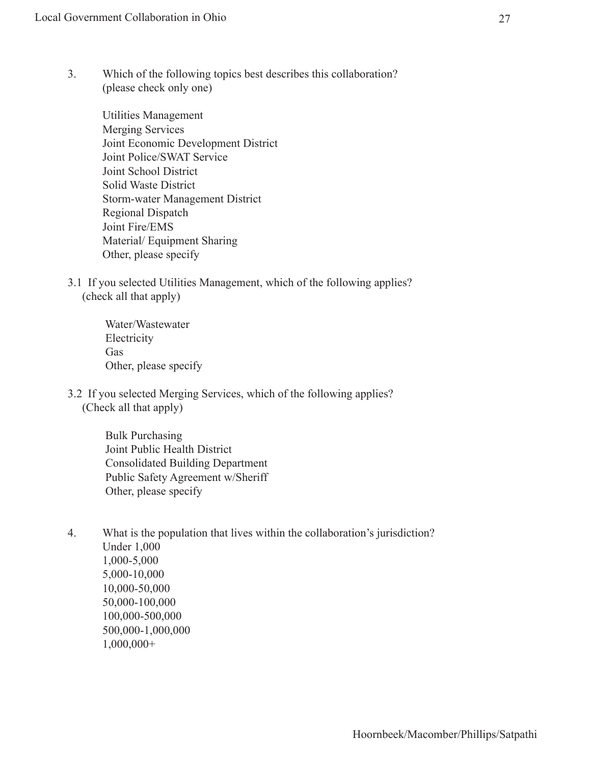3. Which of the following topics best describes this collaboration? (please check only one)

   Utilities Management
   Merging Services
   Joint Economic Development District
   Joint Police/SWAT Service
   Joint School District
   Solid Waste District
   Storm-water Management District
   Regional Dispatch
   Joint Fire/EMS
   Material/ Equipment Sharing
   Other, please specify

3.1 If you selected Utilities Management, which of the following applies? (check all that apply)

   Water/Wastewater
   Electricity
   Gas
   Other, please specify

3.2 If you selected Merging Services, which of the following applies? (Check all that apply)

   Bulk Purchasing
   Joint Public Health District
   Consolidated Building Department
   Public Safety Agreement w/Sheriff
   Other, please specify

4. What is the population that lives within the collaboration's jurisdiction?
   Under 1,000
   1,000-5,000
   5,000-10,000
   10,000-50,000
   50,000-100,000
   100,000-500,000
   500,000-1,000,000
   1,000,000+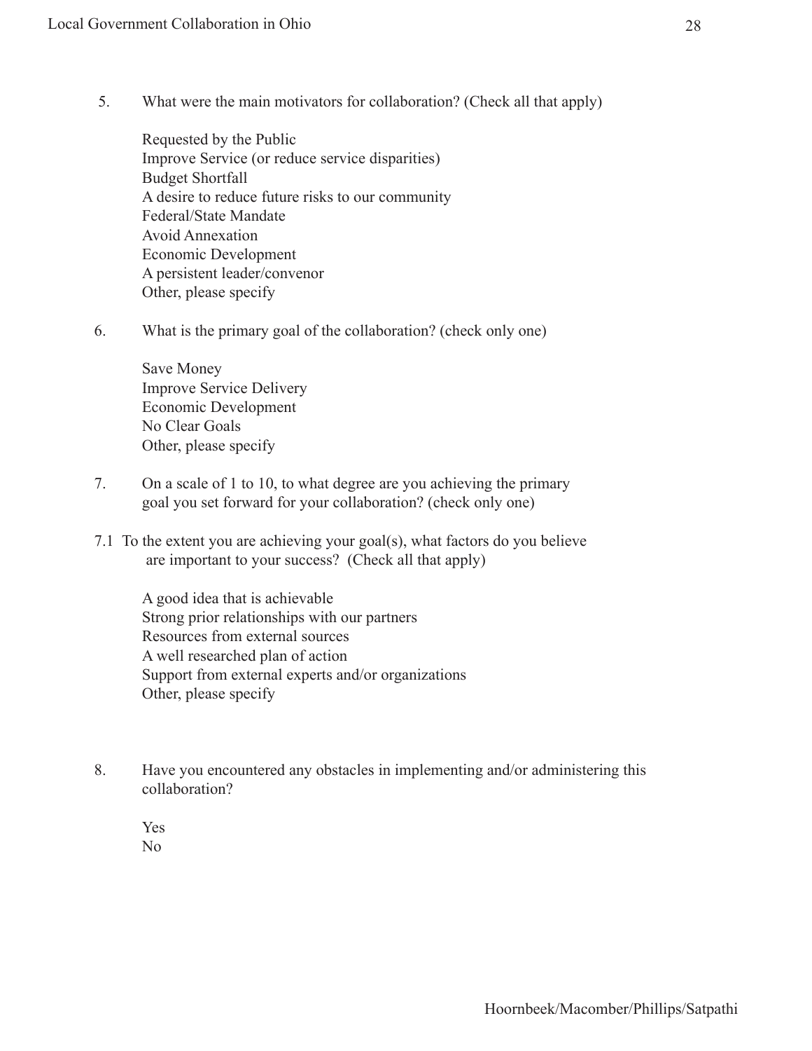5. What were the main motivators for collaboration? (Check all that apply)

   Requested by the Public
   Improve Service (or reduce service disparities)
   Budget Shortfall
   A desire to reduce future risks to our community
   Federal/State Mandate
   Avoid Annexation
   Economic Development
   A persistent leader/convenor
   Other, please specify

6. What is the primary goal of the collaboration? (check only one)

   Save Money
   Improve Service Delivery
   Economic Development
   No Clear Goals
   Other, please specify

7. On a scale of 1 to 10, to what degree are you achieving the primary goal you set forward for your collaboration? (check only one)

7.1 To the extent you are achieving your goal(s), what factors do you believe are important to your success? (Check all that apply)

   A good idea that is achievable
   Strong prior relationships with our partners
   Resources from external sources
   A well researched plan of action
   Support from external experts and/or organizations
   Other, please specify

8. Have you encountered any obstacles in implementing and/or administering this collaboration?

   Yes
   No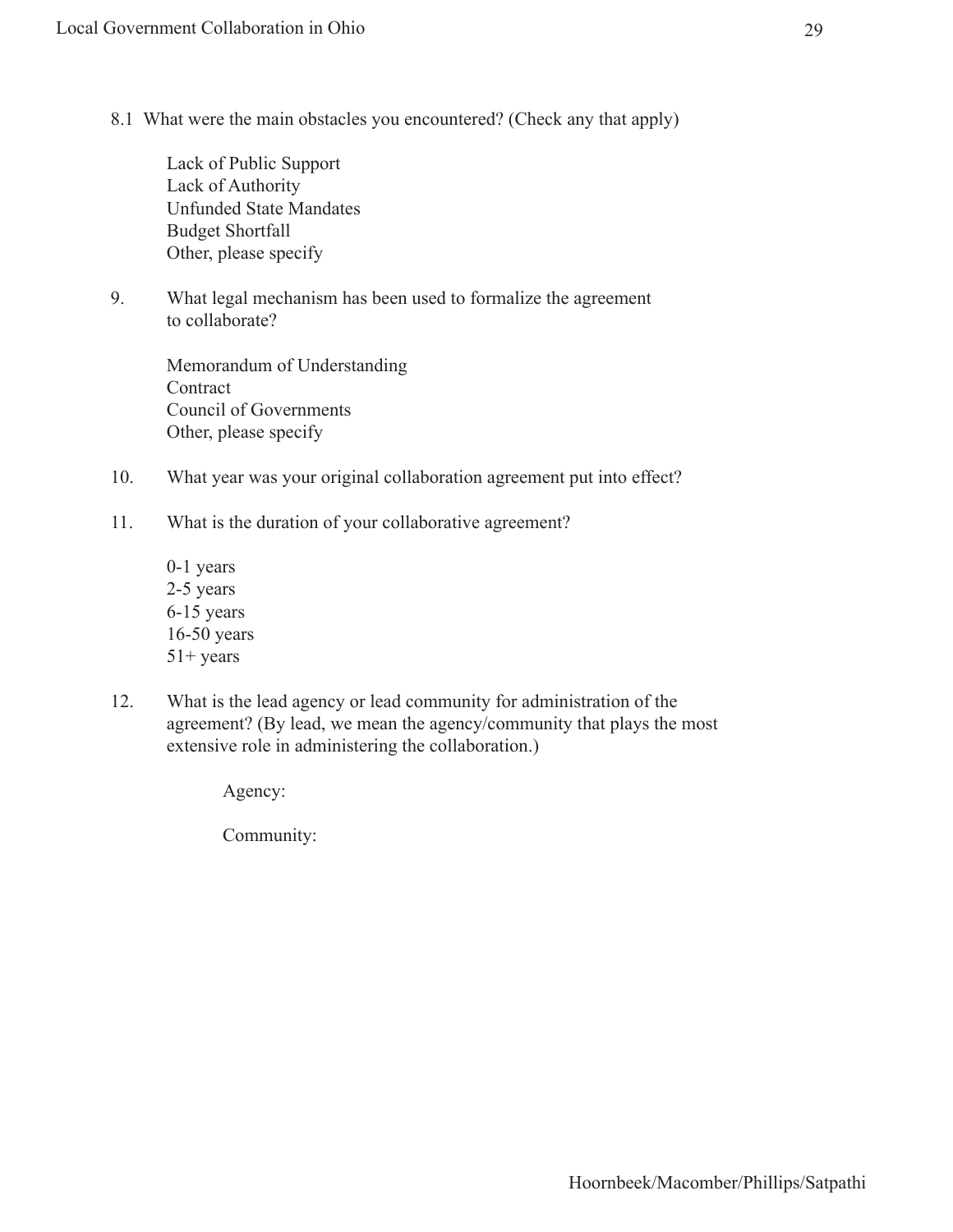8.1 What were the main obstacles you encountered? (Check any that apply)

Lack of Public Support
Lack of Authority
Unfunded State Mandates
Budget Shortfall
Other, please specify

9. What legal mechanism has been used to formalize the agreement to collaborate?

Memorandum of Understanding
Contract
Council of Governments
Other, please specify

10. What year was your original collaboration agreement put into effect?

11. What is the duration of your collaborative agreement?

0-1 years
2-5 years
6-15 years
16-50 years
51+ years

12. What is the lead agency or lead community for administration of the agreement? (By lead, we mean the agency/community that plays the most extensive role in administering the collaboration.)

Agency:

Community: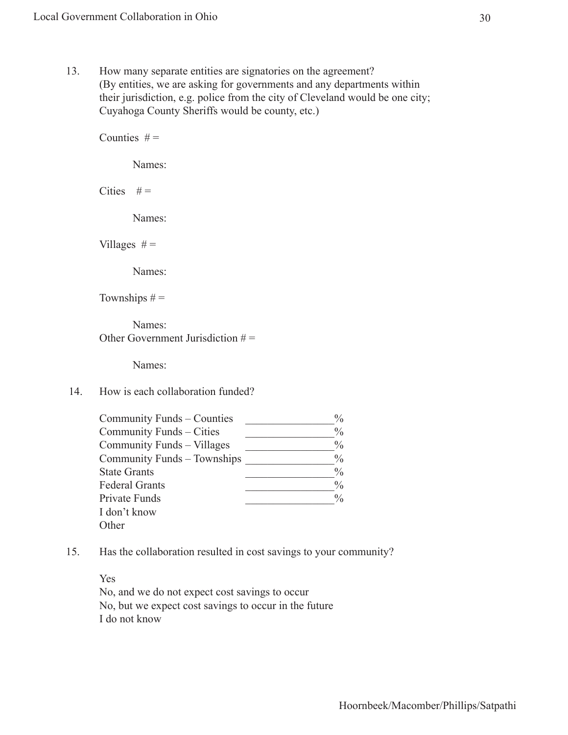13. How many separate entities are signatories on the agreement? (By entities, we are asking for governments and any departments within their jurisdiction, e.g. police from the city of Cleveland would be one city; Cuyahoga County Sheriffs would be county, etc.)

    Counties # =

    Names:

    Cities # =

    Names:

    Villages # =

    Names:

    Townships # =

    Names:

    Other Government Jurisdiction # =

    Names:

14. How is each collaboration funded?

    Community Funds – Counties ________________%
    Community Funds – Cities ________________%
    Community Funds – Villages ________________%
    Community Funds – Townships ________________%
    State Grants ________________%
    Federal Grants ________________%
    Private Funds ________________%
    I don't know
    Other

15. Has the collaboration resulted in cost savings to your community?

    Yes
    No, and we do not expect cost savings to occur
    No, but we expect cost savings to occur in the future
    I do not know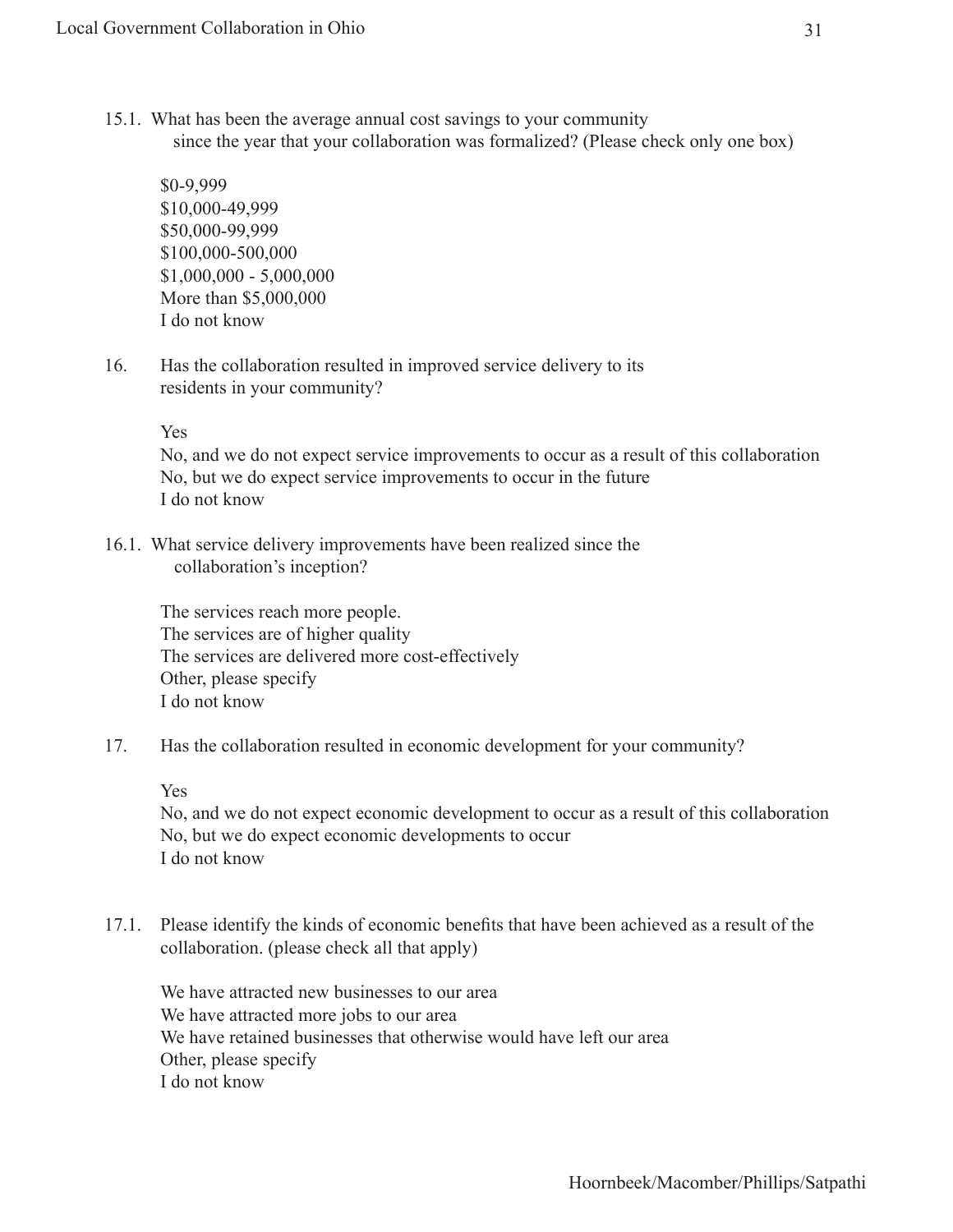15.1. What has been the average annual cost savings to your community since the year that your collaboration was formalized? (Please check only one box)

$0-9,999
$10,000-49,999
$50,000-99,999
$100,000-500,000
$1,000,000 - 5,000,000
More than $5,000,000
I do not know

16. Has the collaboration resulted in improved service delivery to its residents in your community?

Yes
No, and we do not expect service improvements to occur as a result of this collaboration
No, but we do expect service improvements to occur in the future
I do not know

16.1. What service delivery improvements have been realized since the collaboration's inception?

The services reach more people.
The services are of higher quality
The services are delivered more cost-effectively
Other, please specify
I do not know

17. Has the collaboration resulted in economic development for your community?

Yes
No, and we do not expect economic development to occur as a result of this collaboration
No, but we do expect economic developments to occur
I do not know

17.1. Please identify the kinds of economic benefits that have been achieved as a result of the collaboration. (please check all that apply)

We have attracted new businesses to our area
We have attracted more jobs to our area
We have retained businesses that otherwise would have left our area
Other, please specify
I do not know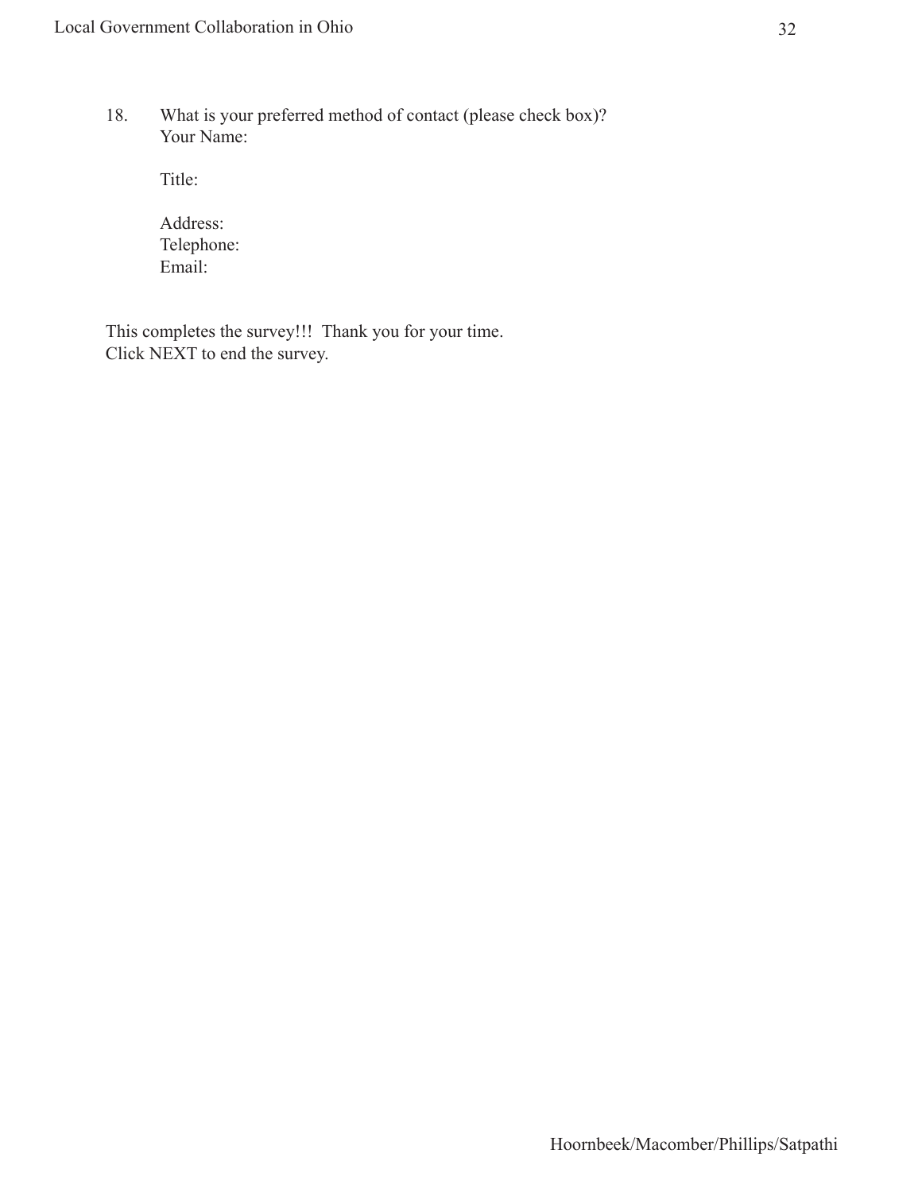18. What is your preferred method of contact (please check box)?
    Your Name:

    Title:

    Address:
    Telephone:
    Email:

This completes the survey!!! Thank you for your time.
Click NEXT to end the survey.